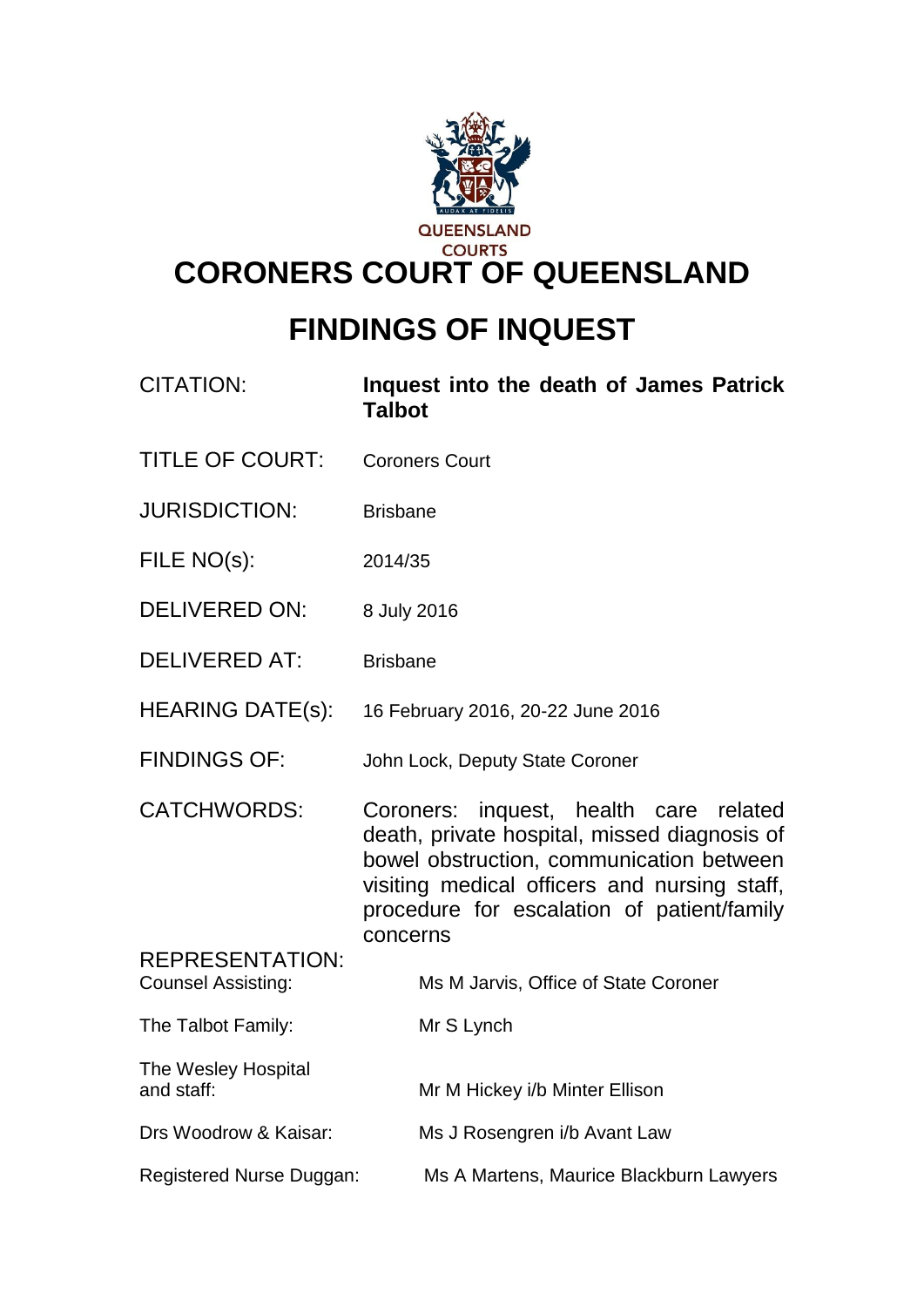QUEENSLAND COURTS

# CORONERS COURT OF QUEENSLAND

## FINDINGS OF INQUEST

| | |
|---|---|
| CITATION: | **Inquest into the death of James Patrick Talbot** |
| TITLE OF COURT: | Coroners Court |
| JURISDICTION: | Brisbane |
| FILE NO(s): | 2014/35 |
| DELIVERED ON: | 8 July 2016 |
| DELIVERED AT: | Brisbane |
| HEARING DATE(s): | 16 February 2016, 20-22 June 2016 |
| FINDINGS OF: | John Lock, Deputy State Coroner |
| CATCHWORDS: | Coroners: inquest, health care related death, private hospital, missed diagnosis of bowel obstruction, communication between visiting medical officers and nursing staff, procedure for escalation of patient/family concerns |

REPRESENTATION:

| | |
|---|---|
| Counsel Assisting: | Ms M Jarvis, Office of State Coroner |
| The Talbot Family: | Mr S Lynch |
| The Wesley Hospital and staff: | Mr M Hickey i/b Minter Ellison |
| Drs Woodrow & Kaisar: | Ms J Rosengren i/b Avant Law |
| Registered Nurse Duggan: | Ms A Martens, Maurice Blackburn Lawyers |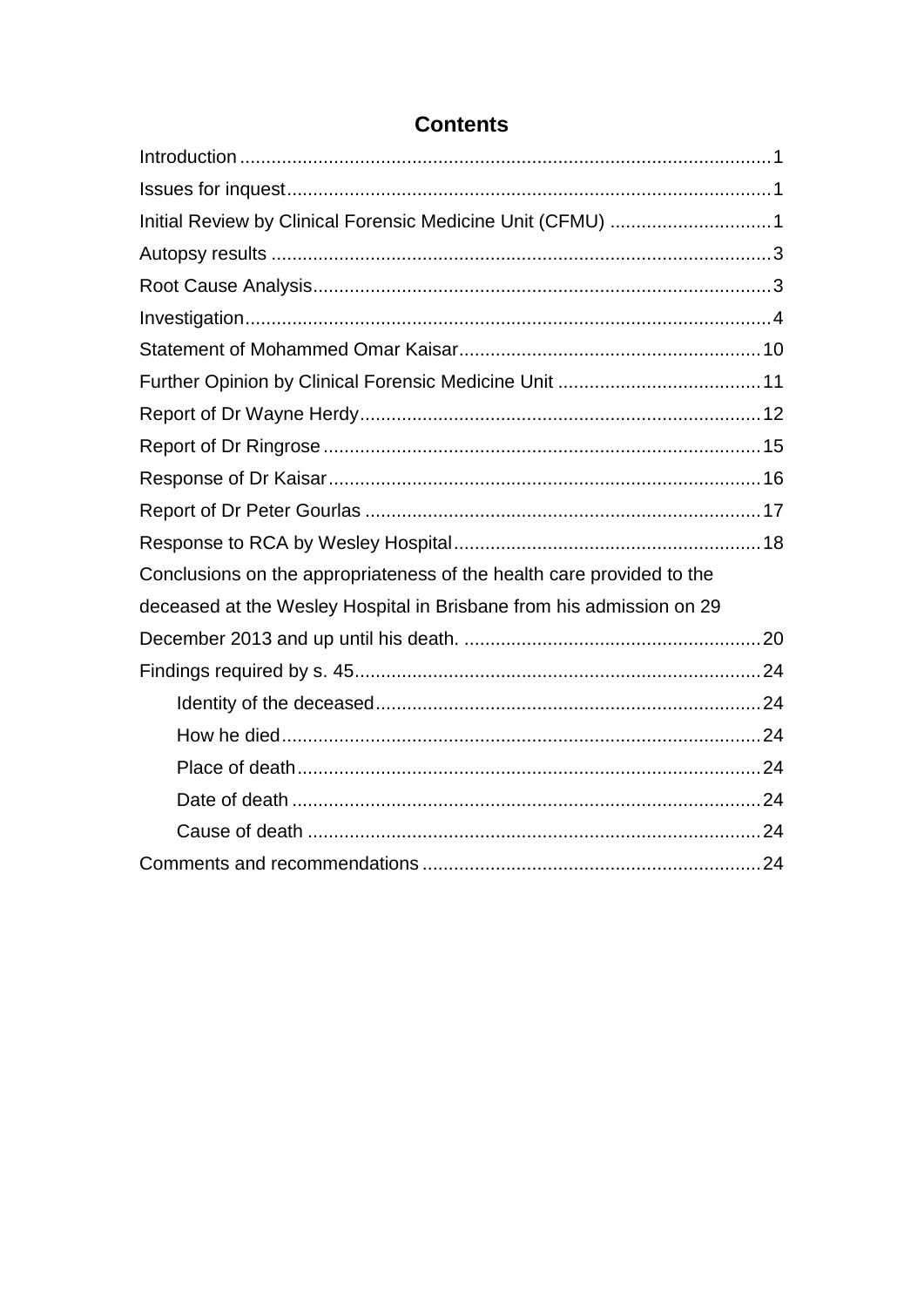# Contents

Introduction .................................................................................................... 1

Issues for inquest ........................................................................................... 1

Initial Review by Clinical Forensic Medicine Unit (CFMU) ............................... 1

Autopsy results .............................................................................................. 3

Root Cause Analysis ....................................................................................... 3

Investigation ................................................................................................... 4

Statement of Mohammed Omar Kaisar ......................................................... 10

Further Opinion by Clinical Forensic Medicine Unit ....................................... 11

Report of Dr Wayne Herdy ............................................................................ 12

Report of Dr Ringrose ................................................................................... 15

Response of Dr Kaisar .................................................................................. 16

Report of Dr Peter Gourlas ........................................................................... 17

Response to RCA by Wesley Hospital ........................................................... 18

Conclusions on the appropriateness of the health care provided to the deceased at the Wesley Hospital in Brisbane from his admission on 29 December 2013 and up until his death. ........................................................ 20

Findings required by s. 45 ............................................................................. 24

- Identity of the deceased ......................................................................... 24
- How he died ........................................................................................... 24
- Place of death ........................................................................................ 24
- Date of death ......................................................................................... 24
- Cause of death ...................................................................................... 24

Comments and recommendations ................................................................ 24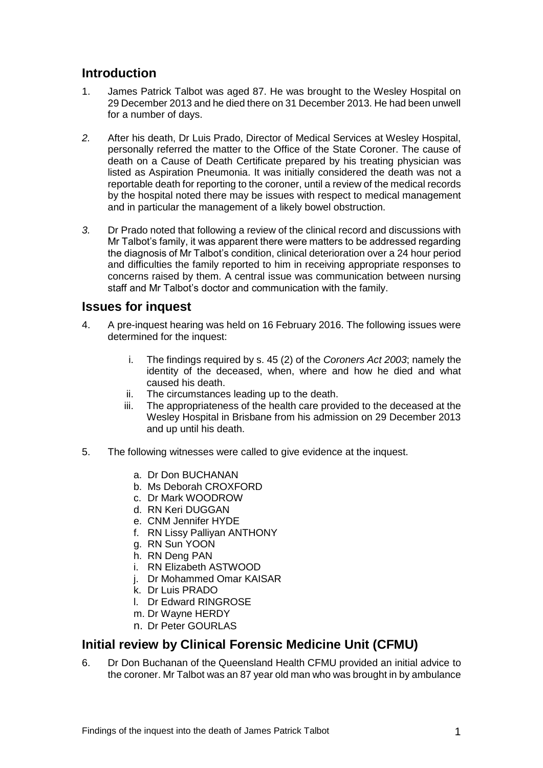## Introduction

1. James Patrick Talbot was aged 87. He was brought to the Wesley Hospital on 29 December 2013 and he died there on 31 December 2013. He had been unwell for a number of days.

2. After his death, Dr Luis Prado, Director of Medical Services at Wesley Hospital, personally referred the matter to the Office of the State Coroner. The cause of death on a Cause of Death Certificate prepared by his treating physician was listed as Aspiration Pneumonia. It was initially considered the death was not a reportable death for reporting to the coroner, until a review of the medical records by the hospital noted there may be issues with respect to medical management and in particular the management of a likely bowel obstruction.

3. Dr Prado noted that following a review of the clinical record and discussions with Mr Talbot's family, it was apparent there were matters to be addressed regarding the diagnosis of Mr Talbot's condition, clinical deterioration over a 24 hour period and difficulties the family reported to him in receiving appropriate responses to concerns raised by them. A central issue was communication between nursing staff and Mr Talbot's doctor and communication with the family.

## Issues for inquest

4. A pre-inquest hearing was held on 16 February 2016. The following issues were determined for the inquest:

   i. The findings required by s. 45 (2) of the *Coroners Act 2003*; namely the identity of the deceased, when, where and how he died and what caused his death.
   
   ii. The circumstances leading up to the death.
   
   iii. The appropriateness of the health care provided to the deceased at the Wesley Hospital in Brisbane from his admission on 29 December 2013 and up until his death.

5. The following witnesses were called to give evidence at the inquest.

   a. Dr Don BUCHANAN
   b. Ms Deborah CROXFORD
   c. Dr Mark WOODROW
   d. RN Keri DUGGAN
   e. CNM Jennifer HYDE
   f. RN Lissy Palliyan ANTHONY
   g. RN Sun YOON
   h. RN Deng PAN
   i. RN Elizabeth ASTWOOD
   j. Dr Mohammed Omar KAISAR
   k. Dr Luis PRADO
   l. Dr Edward RINGROSE
   m. Dr Wayne HERDY
   n. Dr Peter GOURLAS

## Initial review by Clinical Forensic Medicine Unit (CFMU)

6. Dr Don Buchanan of the Queensland Health CFMU provided an initial advice to the coroner. Mr Talbot was an 87 year old man who was brought in by ambulance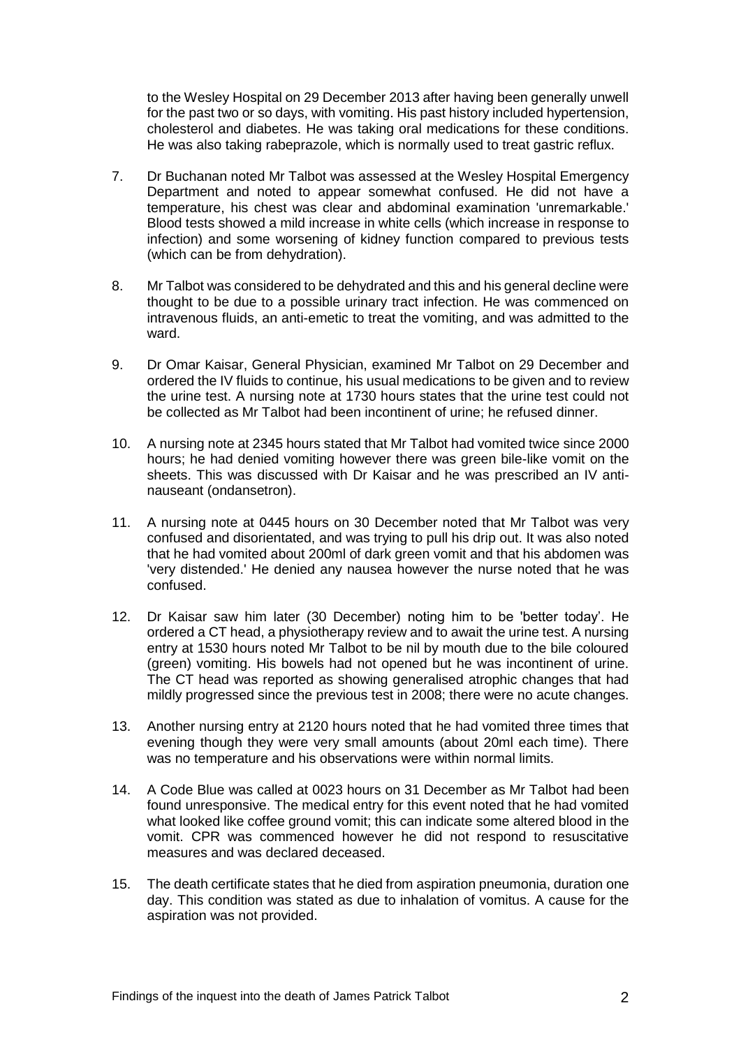to the Wesley Hospital on 29 December 2013 after having been generally unwell for the past two or so days, with vomiting. His past history included hypertension, cholesterol and diabetes. He was taking oral medications for these conditions. He was also taking rabeprazole, which is normally used to treat gastric reflux.

7. Dr Buchanan noted Mr Talbot was assessed at the Wesley Hospital Emergency Department and noted to appear somewhat confused. He did not have a temperature, his chest was clear and abdominal examination 'unremarkable.' Blood tests showed a mild increase in white cells (which increase in response to infection) and some worsening of kidney function compared to previous tests (which can be from dehydration).

8. Mr Talbot was considered to be dehydrated and this and his general decline were thought to be due to a possible urinary tract infection. He was commenced on intravenous fluids, an anti-emetic to treat the vomiting, and was admitted to the ward.

9. Dr Omar Kaisar, General Physician, examined Mr Talbot on 29 December and ordered the IV fluids to continue, his usual medications to be given and to review the urine test. A nursing note at 1730 hours states that the urine test could not be collected as Mr Talbot had been incontinent of urine; he refused dinner.

10. A nursing note at 2345 hours stated that Mr Talbot had vomited twice since 2000 hours; he had denied vomiting however there was green bile-like vomit on the sheets. This was discussed with Dr Kaisar and he was prescribed an IV anti-nauseant (ondansetron).

11. A nursing note at 0445 hours on 30 December noted that Mr Talbot was very confused and disorientated, and was trying to pull his drip out. It was also noted that he had vomited about 200ml of dark green vomit and that his abdomen was 'very distended.' He denied any nausea however the nurse noted that he was confused.

12. Dr Kaisar saw him later (30 December) noting him to be 'better today'. He ordered a CT head, a physiotherapy review and to await the urine test. A nursing entry at 1530 hours noted Mr Talbot to be nil by mouth due to the bile coloured (green) vomiting. His bowels had not opened but he was incontinent of urine. The CT head was reported as showing generalised atrophic changes that had mildly progressed since the previous test in 2008; there were no acute changes.

13. Another nursing entry at 2120 hours noted that he had vomited three times that evening though they were very small amounts (about 20ml each time). There was no temperature and his observations were within normal limits.

14. A Code Blue was called at 0023 hours on 31 December as Mr Talbot had been found unresponsive. The medical entry for this event noted that he had vomited what looked like coffee ground vomit; this can indicate some altered blood in the vomit. CPR was commenced however he did not respond to resuscitative measures and was declared deceased.

15. The death certificate states that he died from aspiration pneumonia, duration one day. This condition was stated as due to inhalation of vomitus. A cause for the aspiration was not provided.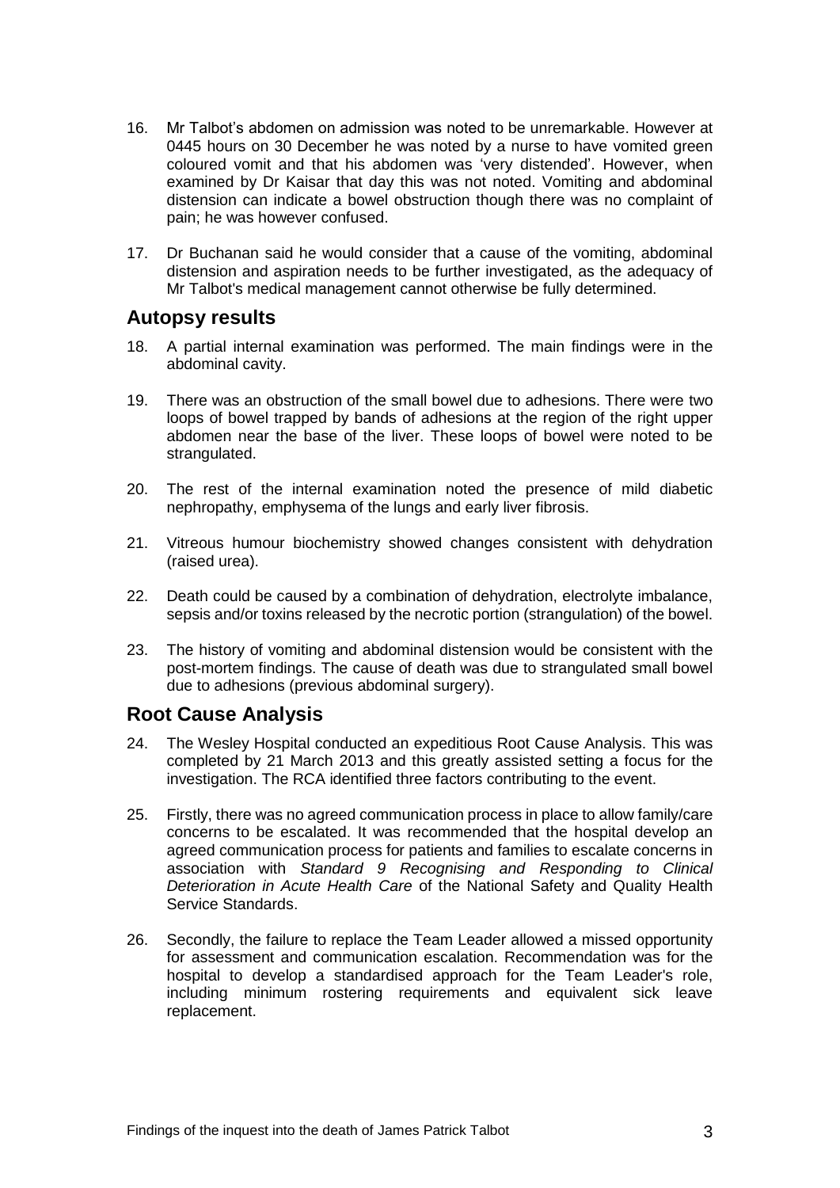16. Mr Talbot's abdomen on admission was noted to be unremarkable. However at 0445 hours on 30 December he was noted by a nurse to have vomited green coloured vomit and that his abdomen was 'very distended'. However, when examined by Dr Kaisar that day this was not noted. Vomiting and abdominal distension can indicate a bowel obstruction though there was no complaint of pain; he was however confused.

17. Dr Buchanan said he would consider that a cause of the vomiting, abdominal distension and aspiration needs to be further investigated, as the adequacy of Mr Talbot's medical management cannot otherwise be fully determined.

## Autopsy results

18. A partial internal examination was performed. The main findings were in the abdominal cavity.

19. There was an obstruction of the small bowel due to adhesions. There were two loops of bowel trapped by bands of adhesions at the region of the right upper abdomen near the base of the liver. These loops of bowel were noted to be strangulated.

20. The rest of the internal examination noted the presence of mild diabetic nephropathy, emphysema of the lungs and early liver fibrosis.

21. Vitreous humour biochemistry showed changes consistent with dehydration (raised urea).

22. Death could be caused by a combination of dehydration, electrolyte imbalance, sepsis and/or toxins released by the necrotic portion (strangulation) of the bowel.

23. The history of vomiting and abdominal distension would be consistent with the post-mortem findings. The cause of death was due to strangulated small bowel due to adhesions (previous abdominal surgery).

## Root Cause Analysis

24. The Wesley Hospital conducted an expeditious Root Cause Analysis. This was completed by 21 March 2013 and this greatly assisted setting a focus for the investigation. The RCA identified three factors contributing to the event.

25. Firstly, there was no agreed communication process in place to allow family/care concerns to be escalated. It was recommended that the hospital develop an agreed communication process for patients and families to escalate concerns in association with *Standard 9 Recognising and Responding to Clinical Deterioration in Acute Health Care* of the National Safety and Quality Health Service Standards.

26. Secondly, the failure to replace the Team Leader allowed a missed opportunity for assessment and communication escalation. Recommendation was for the hospital to develop a standardised approach for the Team Leader's role, including minimum rostering requirements and equivalent sick leave replacement.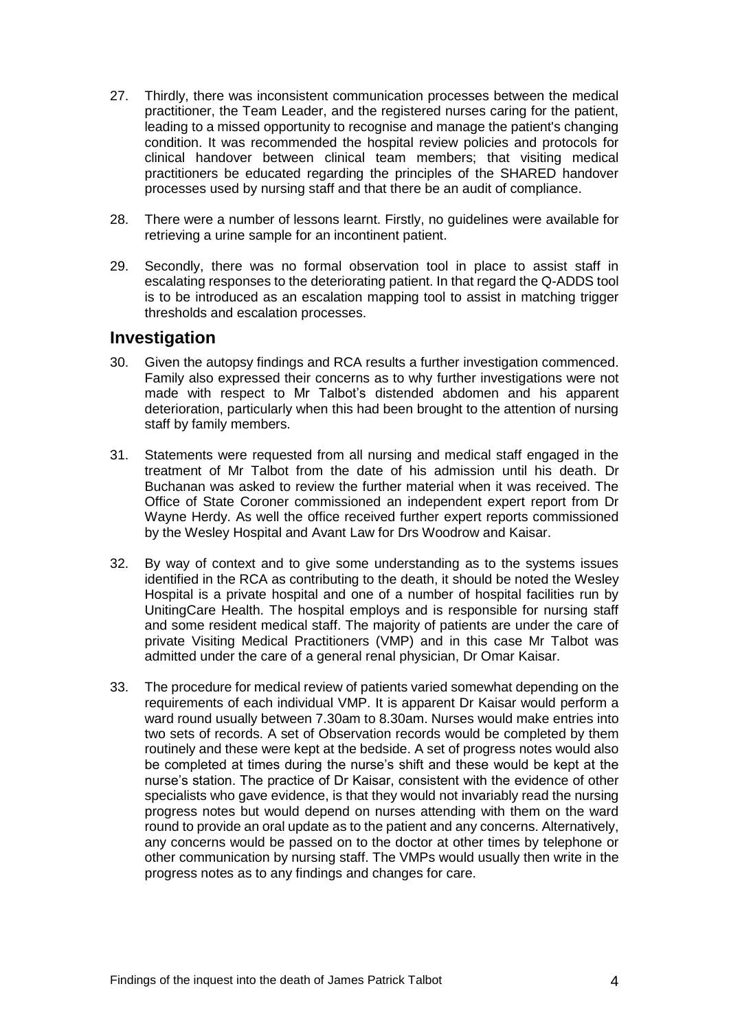27. Thirdly, there was inconsistent communication processes between the medical practitioner, the Team Leader, and the registered nurses caring for the patient, leading to a missed opportunity to recognise and manage the patient's changing condition. It was recommended the hospital review policies and protocols for clinical handover between clinical team members; that visiting medical practitioners be educated regarding the principles of the SHARED handover processes used by nursing staff and that there be an audit of compliance.

28. There were a number of lessons learnt. Firstly, no guidelines were available for retrieving a urine sample for an incontinent patient.

29. Secondly, there was no formal observation tool in place to assist staff in escalating responses to the deteriorating patient. In that regard the Q-ADDS tool is to be introduced as an escalation mapping tool to assist in matching trigger thresholds and escalation processes.

## Investigation

30. Given the autopsy findings and RCA results a further investigation commenced. Family also expressed their concerns as to why further investigations were not made with respect to Mr Talbot's distended abdomen and his apparent deterioration, particularly when this had been brought to the attention of nursing staff by family members.

31. Statements were requested from all nursing and medical staff engaged in the treatment of Mr Talbot from the date of his admission until his death. Dr Buchanan was asked to review the further material when it was received. The Office of State Coroner commissioned an independent expert report from Dr Wayne Herdy. As well the office received further expert reports commissioned by the Wesley Hospital and Avant Law for Drs Woodrow and Kaisar.

32. By way of context and to give some understanding as to the systems issues identified in the RCA as contributing to the death, it should be noted the Wesley Hospital is a private hospital and one of a number of hospital facilities run by UnitingCare Health. The hospital employs and is responsible for nursing staff and some resident medical staff. The majority of patients are under the care of private Visiting Medical Practitioners (VMP) and in this case Mr Talbot was admitted under the care of a general renal physician, Dr Omar Kaisar.

33. The procedure for medical review of patients varied somewhat depending on the requirements of each individual VMP. It is apparent Dr Kaisar would perform a ward round usually between 7.30am to 8.30am. Nurses would make entries into two sets of records. A set of Observation records would be completed by them routinely and these were kept at the bedside. A set of progress notes would also be completed at times during the nurse's shift and these would be kept at the nurse's station. The practice of Dr Kaisar, consistent with the evidence of other specialists who gave evidence, is that they would not invariably read the nursing progress notes but would depend on nurses attending with them on the ward round to provide an oral update as to the patient and any concerns. Alternatively, any concerns would be passed on to the doctor at other times by telephone or other communication by nursing staff. The VMPs would usually then write in the progress notes as to any findings and changes for care.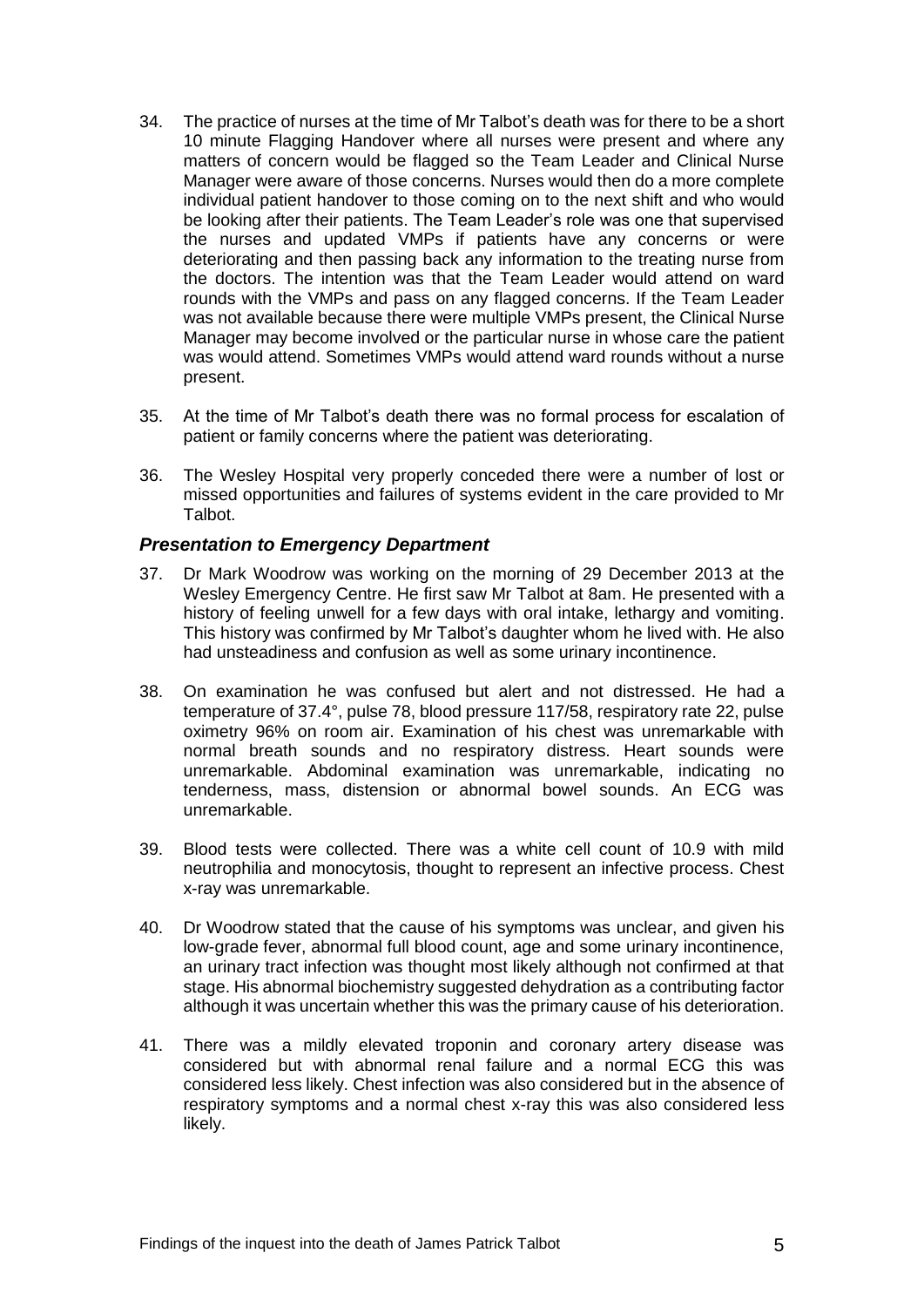34. The practice of nurses at the time of Mr Talbot's death was for there to be a short 10 minute Flagging Handover where all nurses were present and where any matters of concern would be flagged so the Team Leader and Clinical Nurse Manager were aware of those concerns. Nurses would then do a more complete individual patient handover to those coming on to the next shift and who would be looking after their patients. The Team Leader's role was one that supervised the nurses and updated VMPs if patients have any concerns or were deteriorating and then passing back any information to the treating nurse from the doctors. The intention was that the Team Leader would attend on ward rounds with the VMPs and pass on any flagged concerns. If the Team Leader was not available because there were multiple VMPs present, the Clinical Nurse Manager may become involved or the particular nurse in whose care the patient was would attend. Sometimes VMPs would attend ward rounds without a nurse present.

35. At the time of Mr Talbot's death there was no formal process for escalation of patient or family concerns where the patient was deteriorating.

36. The Wesley Hospital very properly conceded there were a number of lost or missed opportunities and failures of systems evident in the care provided to Mr Talbot.

### *Presentation to Emergency Department*

37. Dr Mark Woodrow was working on the morning of 29 December 2013 at the Wesley Emergency Centre. He first saw Mr Talbot at 8am. He presented with a history of feeling unwell for a few days with oral intake, lethargy and vomiting. This history was confirmed by Mr Talbot's daughter whom he lived with. He also had unsteadiness and confusion as well as some urinary incontinence.

38. On examination he was confused but alert and not distressed. He had a temperature of 37.4°, pulse 78, blood pressure 117/58, respiratory rate 22, pulse oximetry 96% on room air. Examination of his chest was unremarkable with normal breath sounds and no respiratory distress. Heart sounds were unremarkable. Abdominal examination was unremarkable, indicating no tenderness, mass, distension or abnormal bowel sounds. An ECG was unremarkable.

39. Blood tests were collected. There was a white cell count of 10.9 with mild neutrophilia and monocytosis, thought to represent an infective process. Chest x-ray was unremarkable.

40. Dr Woodrow stated that the cause of his symptoms was unclear, and given his low-grade fever, abnormal full blood count, age and some urinary incontinence, an urinary tract infection was thought most likely although not confirmed at that stage. His abnormal biochemistry suggested dehydration as a contributing factor although it was uncertain whether this was the primary cause of his deterioration.

41. There was a mildly elevated troponin and coronary artery disease was considered but with abnormal renal failure and a normal ECG this was considered less likely. Chest infection was also considered but in the absence of respiratory symptoms and a normal chest x-ray this was also considered less likely.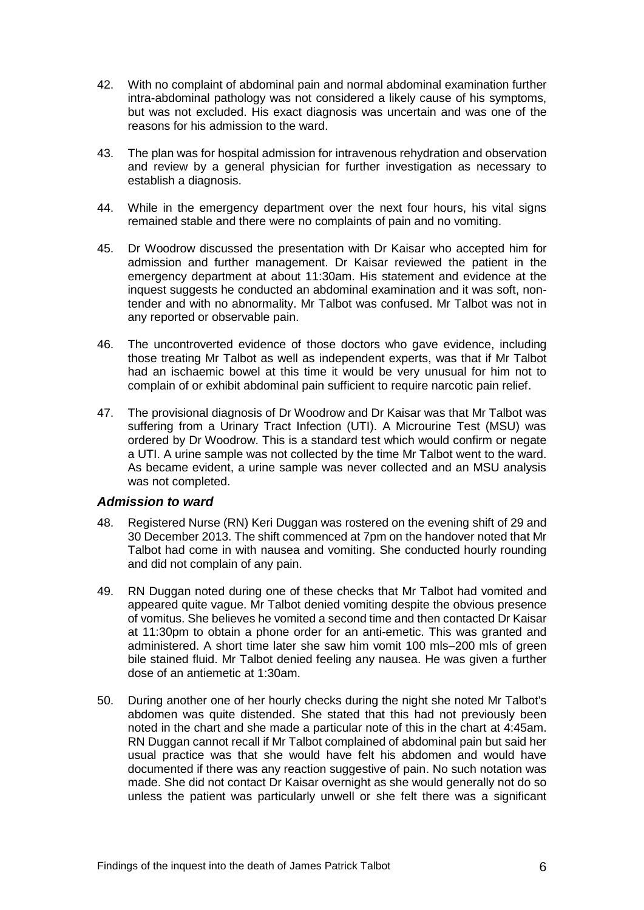42. With no complaint of abdominal pain and normal abdominal examination further intra-abdominal pathology was not considered a likely cause of his symptoms, but was not excluded. His exact diagnosis was uncertain and was one of the reasons for his admission to the ward.

43. The plan was for hospital admission for intravenous rehydration and observation and review by a general physician for further investigation as necessary to establish a diagnosis.

44. While in the emergency department over the next four hours, his vital signs remained stable and there were no complaints of pain and no vomiting.

45. Dr Woodrow discussed the presentation with Dr Kaisar who accepted him for admission and further management. Dr Kaisar reviewed the patient in the emergency department at about 11:30am. His statement and evidence at the inquest suggests he conducted an abdominal examination and it was soft, non-tender and with no abnormality. Mr Talbot was confused. Mr Talbot was not in any reported or observable pain.

46. The uncontroverted evidence of those doctors who gave evidence, including those treating Mr Talbot as well as independent experts, was that if Mr Talbot had an ischaemic bowel at this time it would be very unusual for him not to complain of or exhibit abdominal pain sufficient to require narcotic pain relief.

47. The provisional diagnosis of Dr Woodrow and Dr Kaisar was that Mr Talbot was suffering from a Urinary Tract Infection (UTI). A Microurine Test (MSU) was ordered by Dr Woodrow. This is a standard test which would confirm or negate a UTI. A urine sample was not collected by the time Mr Talbot went to the ward. As became evident, a urine sample was never collected and an MSU analysis was not completed.

### *Admission to ward*

48. Registered Nurse (RN) Keri Duggan was rostered on the evening shift of 29 and 30 December 2013. The shift commenced at 7pm on the handover noted that Mr Talbot had come in with nausea and vomiting. She conducted hourly rounding and did not complain of any pain.

49. RN Duggan noted during one of these checks that Mr Talbot had vomited and appeared quite vague. Mr Talbot denied vomiting despite the obvious presence of vomitus. She believes he vomited a second time and then contacted Dr Kaisar at 11:30pm to obtain a phone order for an anti-emetic. This was granted and administered. A short time later she saw him vomit 100 mls–200 mls of green bile stained fluid. Mr Talbot denied feeling any nausea. He was given a further dose of an antiemetic at 1:30am.

50. During another one of her hourly checks during the night she noted Mr Talbot's abdomen was quite distended. She stated that this had not previously been noted in the chart and she made a particular note of this in the chart at 4:45am. RN Duggan cannot recall if Mr Talbot complained of abdominal pain but said her usual practice was that she would have felt his abdomen and would have documented if there was any reaction suggestive of pain. No such notation was made. She did not contact Dr Kaisar overnight as she would generally not do so unless the patient was particularly unwell or she felt there was a significant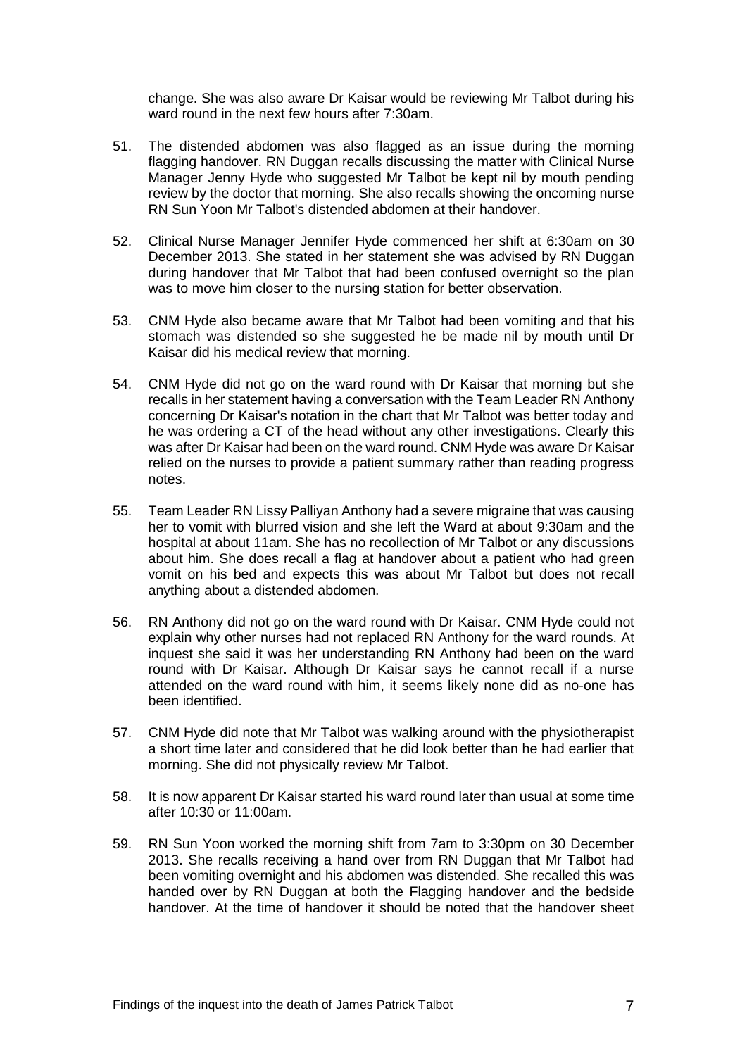change. She was also aware Dr Kaisar would be reviewing Mr Talbot during his ward round in the next few hours after 7:30am.

51. The distended abdomen was also flagged as an issue during the morning flagging handover. RN Duggan recalls discussing the matter with Clinical Nurse Manager Jenny Hyde who suggested Mr Talbot be kept nil by mouth pending review by the doctor that morning. She also recalls showing the oncoming nurse RN Sun Yoon Mr Talbot's distended abdomen at their handover.

52. Clinical Nurse Manager Jennifer Hyde commenced her shift at 6:30am on 30 December 2013. She stated in her statement she was advised by RN Duggan during handover that Mr Talbot that had been confused overnight so the plan was to move him closer to the nursing station for better observation.

53. CNM Hyde also became aware that Mr Talbot had been vomiting and that his stomach was distended so she suggested he be made nil by mouth until Dr Kaisar did his medical review that morning.

54. CNM Hyde did not go on the ward round with Dr Kaisar that morning but she recalls in her statement having a conversation with the Team Leader RN Anthony concerning Dr Kaisar's notation in the chart that Mr Talbot was better today and he was ordering a CT of the head without any other investigations. Clearly this was after Dr Kaisar had been on the ward round. CNM Hyde was aware Dr Kaisar relied on the nurses to provide a patient summary rather than reading progress notes.

55. Team Leader RN Lissy Palliyan Anthony had a severe migraine that was causing her to vomit with blurred vision and she left the Ward at about 9:30am and the hospital at about 11am. She has no recollection of Mr Talbot or any discussions about him. She does recall a flag at handover about a patient who had green vomit on his bed and expects this was about Mr Talbot but does not recall anything about a distended abdomen.

56. RN Anthony did not go on the ward round with Dr Kaisar. CNM Hyde could not explain why other nurses had not replaced RN Anthony for the ward rounds. At inquest she said it was her understanding RN Anthony had been on the ward round with Dr Kaisar. Although Dr Kaisar says he cannot recall if a nurse attended on the ward round with him, it seems likely none did as no-one has been identified.

57. CNM Hyde did note that Mr Talbot was walking around with the physiotherapist a short time later and considered that he did look better than he had earlier that morning. She did not physically review Mr Talbot.

58. It is now apparent Dr Kaisar started his ward round later than usual at some time after 10:30 or 11:00am.

59. RN Sun Yoon worked the morning shift from 7am to 3:30pm on 30 December 2013. She recalls receiving a hand over from RN Duggan that Mr Talbot had been vomiting overnight and his abdomen was distended. She recalled this was handed over by RN Duggan at both the Flagging handover and the bedside handover. At the time of handover it should be noted that the handover sheet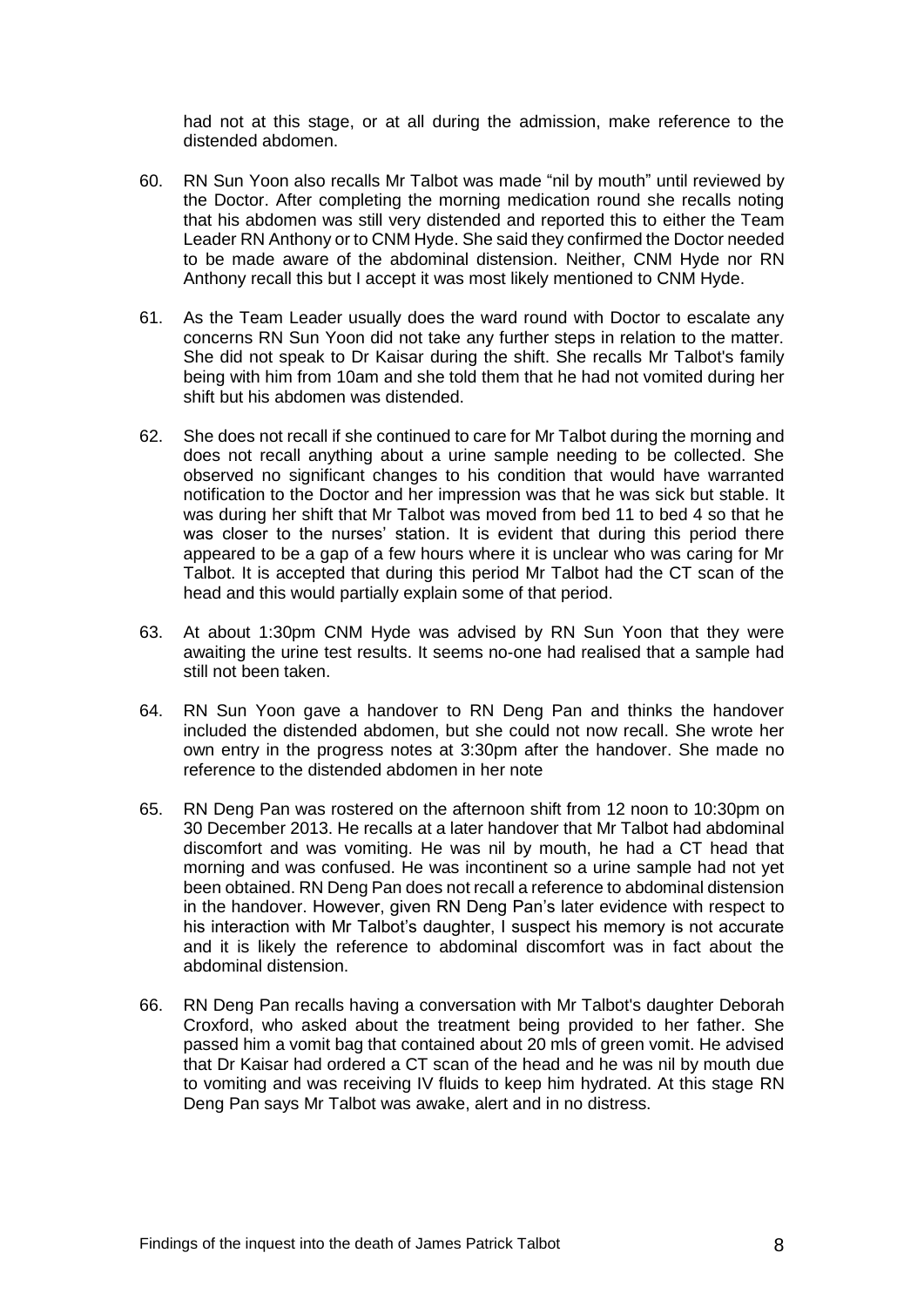had not at this stage, or at all during the admission, make reference to the distended abdomen.

60. RN Sun Yoon also recalls Mr Talbot was made "nil by mouth" until reviewed by the Doctor. After completing the morning medication round she recalls noting that his abdomen was still very distended and reported this to either the Team Leader RN Anthony or to CNM Hyde. She said they confirmed the Doctor needed to be made aware of the abdominal distension. Neither, CNM Hyde nor RN Anthony recall this but I accept it was most likely mentioned to CNM Hyde.

61. As the Team Leader usually does the ward round with Doctor to escalate any concerns RN Sun Yoon did not take any further steps in relation to the matter. She did not speak to Dr Kaisar during the shift. She recalls Mr Talbot's family being with him from 10am and she told them that he had not vomited during her shift but his abdomen was distended.

62. She does not recall if she continued to care for Mr Talbot during the morning and does not recall anything about a urine sample needing to be collected. She observed no significant changes to his condition that would have warranted notification to the Doctor and her impression was that he was sick but stable. It was during her shift that Mr Talbot was moved from bed 11 to bed 4 so that he was closer to the nurses' station. It is evident that during this period there appeared to be a gap of a few hours where it is unclear who was caring for Mr Talbot. It is accepted that during this period Mr Talbot had the CT scan of the head and this would partially explain some of that period.

63. At about 1:30pm CNM Hyde was advised by RN Sun Yoon that they were awaiting the urine test results. It seems no-one had realised that a sample had still not been taken.

64. RN Sun Yoon gave a handover to RN Deng Pan and thinks the handover included the distended abdomen, but she could not now recall. She wrote her own entry in the progress notes at 3:30pm after the handover. She made no reference to the distended abdomen in her note

65. RN Deng Pan was rostered on the afternoon shift from 12 noon to 10:30pm on 30 December 2013. He recalls at a later handover that Mr Talbot had abdominal discomfort and was vomiting. He was nil by mouth, he had a CT head that morning and was confused. He was incontinent so a urine sample had not yet been obtained. RN Deng Pan does not recall a reference to abdominal distension in the handover. However, given RN Deng Pan's later evidence with respect to his interaction with Mr Talbot's daughter, I suspect his memory is not accurate and it is likely the reference to abdominal discomfort was in fact about the abdominal distension.

66. RN Deng Pan recalls having a conversation with Mr Talbot's daughter Deborah Croxford, who asked about the treatment being provided to her father. She passed him a vomit bag that contained about 20 mls of green vomit. He advised that Dr Kaisar had ordered a CT scan of the head and he was nil by mouth due to vomiting and was receiving IV fluids to keep him hydrated. At this stage RN Deng Pan says Mr Talbot was awake, alert and in no distress.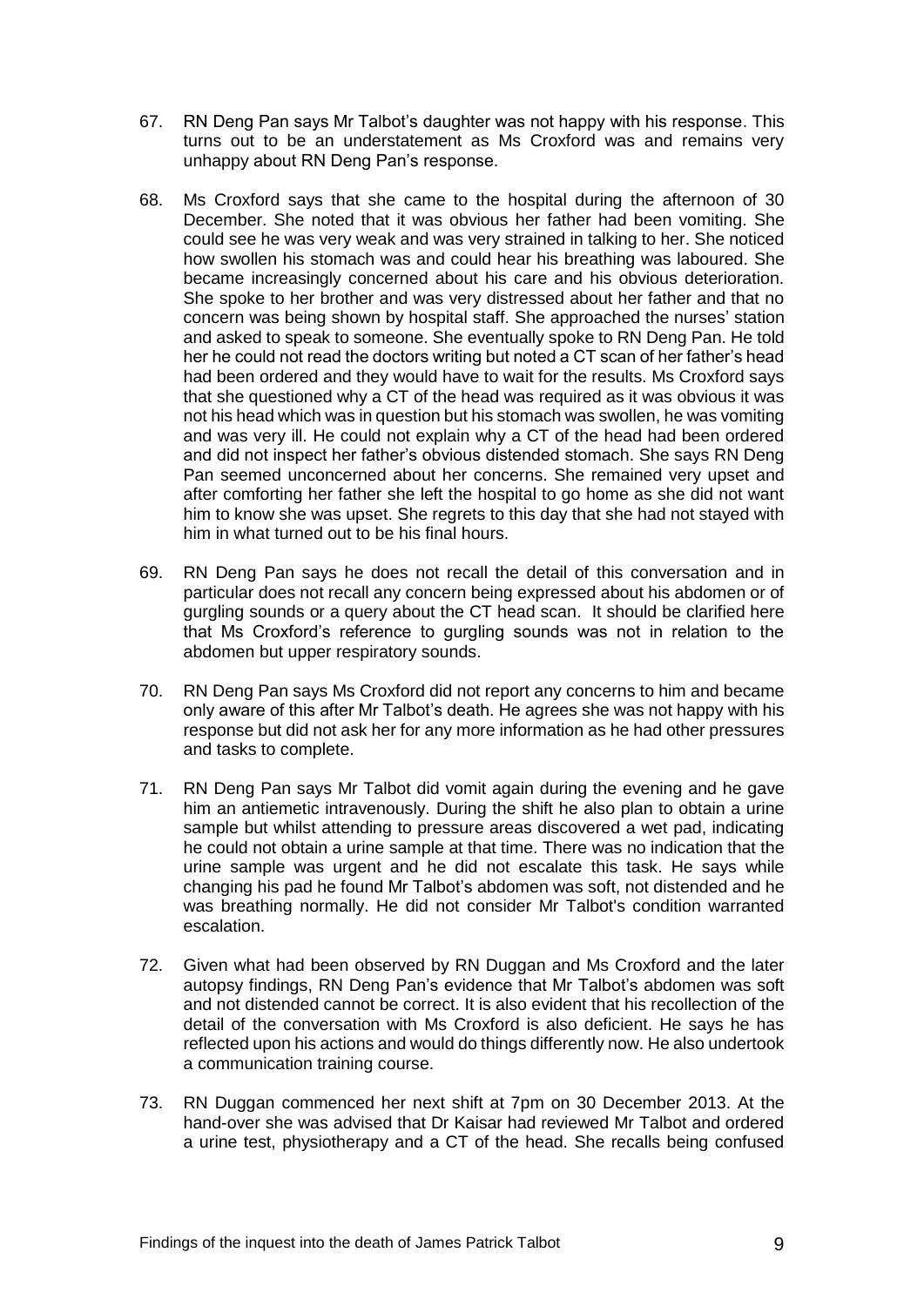67. RN Deng Pan says Mr Talbot's daughter was not happy with his response. This turns out to be an understatement as Ms Croxford was and remains very unhappy about RN Deng Pan's response.

68. Ms Croxford says that she came to the hospital during the afternoon of 30 December. She noted that it was obvious her father had been vomiting. She could see he was very weak and was very strained in talking to her. She noticed how swollen his stomach was and could hear his breathing was laboured. She became increasingly concerned about his care and his obvious deterioration. She spoke to her brother and was very distressed about her father and that no concern was being shown by hospital staff. She approached the nurses' station and asked to speak to someone. She eventually spoke to RN Deng Pan. He told her he could not read the doctors writing but noted a CT scan of her father's head had been ordered and they would have to wait for the results. Ms Croxford says that she questioned why a CT of the head was required as it was obvious it was not his head which was in question but his stomach was swollen, he was vomiting and was very ill. He could not explain why a CT of the head had been ordered and did not inspect her father's obvious distended stomach. She says RN Deng Pan seemed unconcerned about her concerns. She remained very upset and after comforting her father she left the hospital to go home as she did not want him to know she was upset. She regrets to this day that she had not stayed with him in what turned out to be his final hours.

69. RN Deng Pan says he does not recall the detail of this conversation and in particular does not recall any concern being expressed about his abdomen or of gurgling sounds or a query about the CT head scan. It should be clarified here that Ms Croxford's reference to gurgling sounds was not in relation to the abdomen but upper respiratory sounds.

70. RN Deng Pan says Ms Croxford did not report any concerns to him and became only aware of this after Mr Talbot's death. He agrees she was not happy with his response but did not ask her for any more information as he had other pressures and tasks to complete.

71. RN Deng Pan says Mr Talbot did vomit again during the evening and he gave him an antiemetic intravenously. During the shift he also plan to obtain a urine sample but whilst attending to pressure areas discovered a wet pad, indicating he could not obtain a urine sample at that time. There was no indication that the urine sample was urgent and he did not escalate this task. He says while changing his pad he found Mr Talbot's abdomen was soft, not distended and he was breathing normally. He did not consider Mr Talbot's condition warranted escalation.

72. Given what had been observed by RN Duggan and Ms Croxford and the later autopsy findings, RN Deng Pan's evidence that Mr Talbot's abdomen was soft and not distended cannot be correct. It is also evident that his recollection of the detail of the conversation with Ms Croxford is also deficient. He says he has reflected upon his actions and would do things differently now. He also undertook a communication training course.

73. RN Duggan commenced her next shift at 7pm on 30 December 2013. At the hand-over she was advised that Dr Kaisar had reviewed Mr Talbot and ordered a urine test, physiotherapy and a CT of the head. She recalls being confused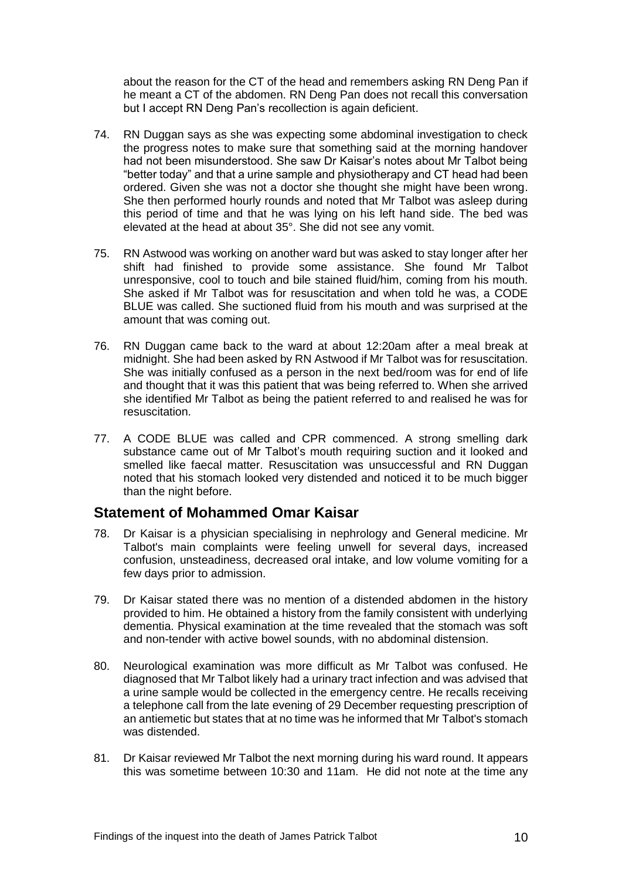about the reason for the CT of the head and remembers asking RN Deng Pan if he meant a CT of the abdomen. RN Deng Pan does not recall this conversation but I accept RN Deng Pan's recollection is again deficient.

74. RN Duggan says as she was expecting some abdominal investigation to check the progress notes to make sure that something said at the morning handover had not been misunderstood. She saw Dr Kaisar's notes about Mr Talbot being "better today" and that a urine sample and physiotherapy and CT head had been ordered. Given she was not a doctor she thought she might have been wrong. She then performed hourly rounds and noted that Mr Talbot was asleep during this period of time and that he was lying on his left hand side. The bed was elevated at the head at about 35°. She did not see any vomit.

75. RN Astwood was working on another ward but was asked to stay longer after her shift had finished to provide some assistance. She found Mr Talbot unresponsive, cool to touch and bile stained fluid/him, coming from his mouth. She asked if Mr Talbot was for resuscitation and when told he was, a CODE BLUE was called. She suctioned fluid from his mouth and was surprised at the amount that was coming out.

76. RN Duggan came back to the ward at about 12:20am after a meal break at midnight. She had been asked by RN Astwood if Mr Talbot was for resuscitation. She was initially confused as a person in the next bed/room was for end of life and thought that it was this patient that was being referred to. When she arrived she identified Mr Talbot as being the patient referred to and realised he was for resuscitation.

77. A CODE BLUE was called and CPR commenced. A strong smelling dark substance came out of Mr Talbot's mouth requiring suction and it looked and smelled like faecal matter. Resuscitation was unsuccessful and RN Duggan noted that his stomach looked very distended and noticed it to be much bigger than the night before.

## Statement of Mohammed Omar Kaisar

78. Dr Kaisar is a physician specialising in nephrology and General medicine. Mr Talbot's main complaints were feeling unwell for several days, increased confusion, unsteadiness, decreased oral intake, and low volume vomiting for a few days prior to admission.

79. Dr Kaisar stated there was no mention of a distended abdomen in the history provided to him. He obtained a history from the family consistent with underlying dementia. Physical examination at the time revealed that the stomach was soft and non-tender with active bowel sounds, with no abdominal distension.

80. Neurological examination was more difficult as Mr Talbot was confused. He diagnosed that Mr Talbot likely had a urinary tract infection and was advised that a urine sample would be collected in the emergency centre. He recalls receiving a telephone call from the late evening of 29 December requesting prescription of an antiemetic but states that at no time was he informed that Mr Talbot's stomach was distended.

81. Dr Kaisar reviewed Mr Talbot the next morning during his ward round. It appears this was sometime between 10:30 and 11am. He did not note at the time any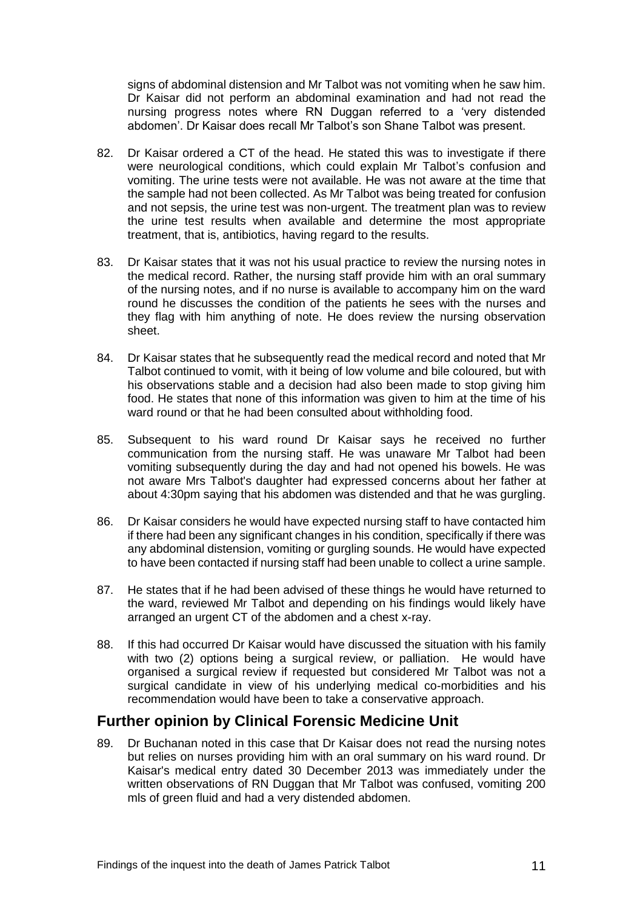signs of abdominal distension and Mr Talbot was not vomiting when he saw him. Dr Kaisar did not perform an abdominal examination and had not read the nursing progress notes where RN Duggan referred to a 'very distended abdomen'. Dr Kaisar does recall Mr Talbot's son Shane Talbot was present.

82. Dr Kaisar ordered a CT of the head. He stated this was to investigate if there were neurological conditions, which could explain Mr Talbot's confusion and vomiting. The urine tests were not available. He was not aware at the time that the sample had not been collected. As Mr Talbot was being treated for confusion and not sepsis, the urine test was non-urgent. The treatment plan was to review the urine test results when available and determine the most appropriate treatment, that is, antibiotics, having regard to the results.

83. Dr Kaisar states that it was not his usual practice to review the nursing notes in the medical record. Rather, the nursing staff provide him with an oral summary of the nursing notes, and if no nurse is available to accompany him on the ward round he discusses the condition of the patients he sees with the nurses and they flag with him anything of note. He does review the nursing observation sheet.

84. Dr Kaisar states that he subsequently read the medical record and noted that Mr Talbot continued to vomit, with it being of low volume and bile coloured, but with his observations stable and a decision had also been made to stop giving him food. He states that none of this information was given to him at the time of his ward round or that he had been consulted about withholding food.

85. Subsequent to his ward round Dr Kaisar says he received no further communication from the nursing staff. He was unaware Mr Talbot had been vomiting subsequently during the day and had not opened his bowels. He was not aware Mrs Talbot's daughter had expressed concerns about her father at about 4:30pm saying that his abdomen was distended and that he was gurgling.

86. Dr Kaisar considers he would have expected nursing staff to have contacted him if there had been any significant changes in his condition, specifically if there was any abdominal distension, vomiting or gurgling sounds. He would have expected to have been contacted if nursing staff had been unable to collect a urine sample.

87. He states that if he had been advised of these things he would have returned to the ward, reviewed Mr Talbot and depending on his findings would likely have arranged an urgent CT of the abdomen and a chest x-ray.

88. If this had occurred Dr Kaisar would have discussed the situation with his family with two (2) options being a surgical review, or palliation. He would have organised a surgical review if requested but considered Mr Talbot was not a surgical candidate in view of his underlying medical co-morbidities and his recommendation would have been to take a conservative approach.

## Further opinion by Clinical Forensic Medicine Unit

89. Dr Buchanan noted in this case that Dr Kaisar does not read the nursing notes but relies on nurses providing him with an oral summary on his ward round. Dr Kaisar's medical entry dated 30 December 2013 was immediately under the written observations of RN Duggan that Mr Talbot was confused, vomiting 200 mls of green fluid and had a very distended abdomen.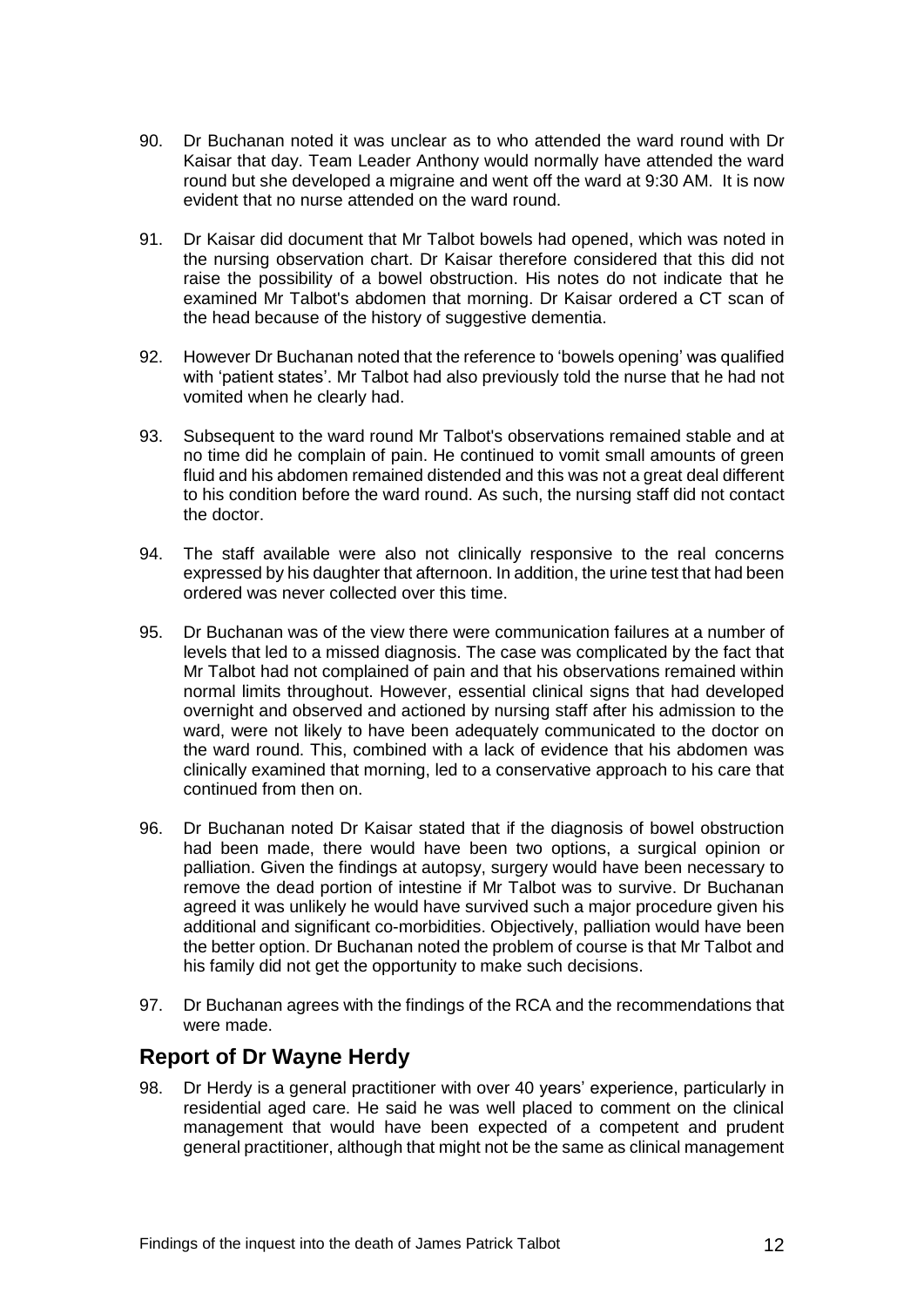90. Dr Buchanan noted it was unclear as to who attended the ward round with Dr Kaisar that day. Team Leader Anthony would normally have attended the ward round but she developed a migraine and went off the ward at 9:30 AM. It is now evident that no nurse attended on the ward round.

91. Dr Kaisar did document that Mr Talbot bowels had opened, which was noted in the nursing observation chart. Dr Kaisar therefore considered that this did not raise the possibility of a bowel obstruction. His notes do not indicate that he examined Mr Talbot's abdomen that morning. Dr Kaisar ordered a CT scan of the head because of the history of suggestive dementia.

92. However Dr Buchanan noted that the reference to 'bowels opening' was qualified with 'patient states'. Mr Talbot had also previously told the nurse that he had not vomited when he clearly had.

93. Subsequent to the ward round Mr Talbot's observations remained stable and at no time did he complain of pain. He continued to vomit small amounts of green fluid and his abdomen remained distended and this was not a great deal different to his condition before the ward round. As such, the nursing staff did not contact the doctor.

94. The staff available were also not clinically responsive to the real concerns expressed by his daughter that afternoon. In addition, the urine test that had been ordered was never collected over this time.

95. Dr Buchanan was of the view there were communication failures at a number of levels that led to a missed diagnosis. The case was complicated by the fact that Mr Talbot had not complained of pain and that his observations remained within normal limits throughout. However, essential clinical signs that had developed overnight and observed and actioned by nursing staff after his admission to the ward, were not likely to have been adequately communicated to the doctor on the ward round. This, combined with a lack of evidence that his abdomen was clinically examined that morning, led to a conservative approach to his care that continued from then on.

96. Dr Buchanan noted Dr Kaisar stated that if the diagnosis of bowel obstruction had been made, there would have been two options, a surgical opinion or palliation. Given the findings at autopsy, surgery would have been necessary to remove the dead portion of intestine if Mr Talbot was to survive. Dr Buchanan agreed it was unlikely he would have survived such a major procedure given his additional and significant co-morbidities. Objectively, palliation would have been the better option. Dr Buchanan noted the problem of course is that Mr Talbot and his family did not get the opportunity to make such decisions.

97. Dr Buchanan agrees with the findings of the RCA and the recommendations that were made.

## Report of Dr Wayne Herdy

98. Dr Herdy is a general practitioner with over 40 years' experience, particularly in residential aged care. He said he was well placed to comment on the clinical management that would have been expected of a competent and prudent general practitioner, although that might not be the same as clinical management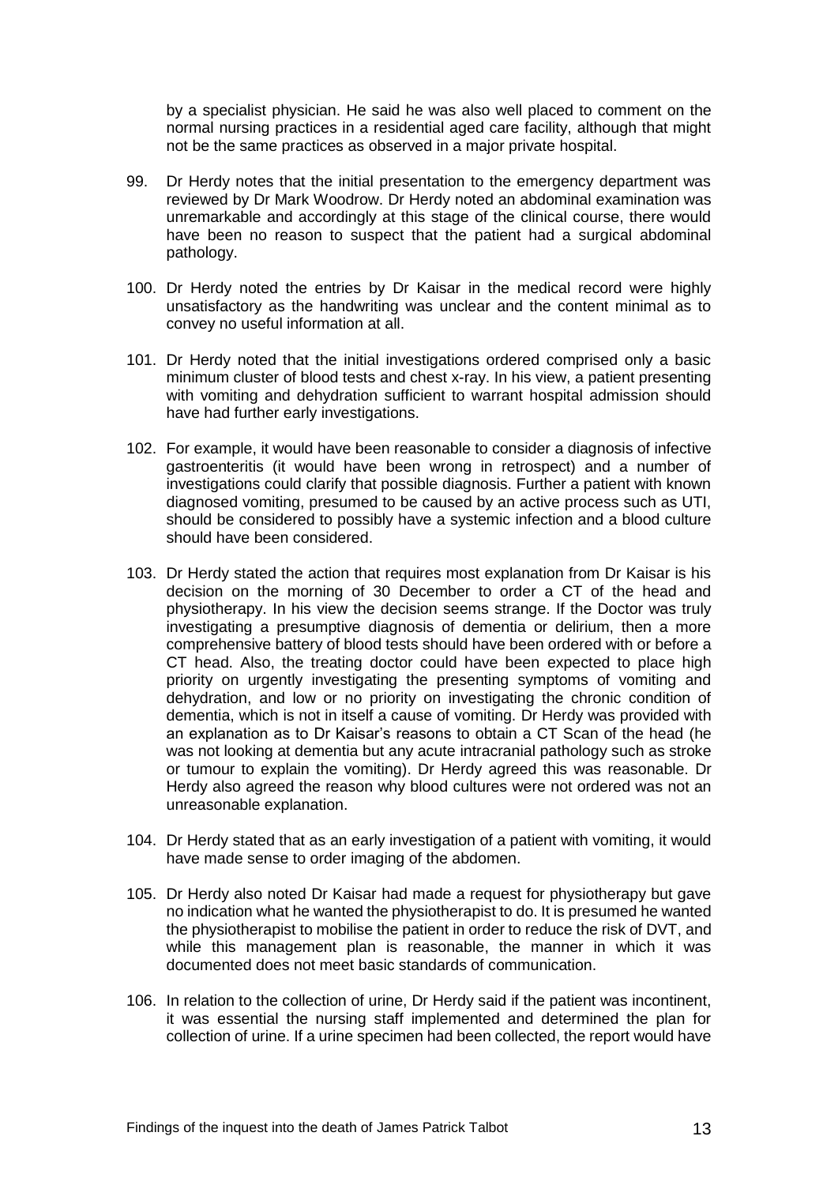by a specialist physician. He said he was also well placed to comment on the normal nursing practices in a residential aged care facility, although that might not be the same practices as observed in a major private hospital.

99. Dr Herdy notes that the initial presentation to the emergency department was reviewed by Dr Mark Woodrow. Dr Herdy noted an abdominal examination was unremarkable and accordingly at this stage of the clinical course, there would have been no reason to suspect that the patient had a surgical abdominal pathology.

100. Dr Herdy noted the entries by Dr Kaisar in the medical record were highly unsatisfactory as the handwriting was unclear and the content minimal as to convey no useful information at all.

101. Dr Herdy noted that the initial investigations ordered comprised only a basic minimum cluster of blood tests and chest x-ray. In his view, a patient presenting with vomiting and dehydration sufficient to warrant hospital admission should have had further early investigations.

102. For example, it would have been reasonable to consider a diagnosis of infective gastroenteritis (it would have been wrong in retrospect) and a number of investigations could clarify that possible diagnosis. Further a patient with known diagnosed vomiting, presumed to be caused by an active process such as UTI, should be considered to possibly have a systemic infection and a blood culture should have been considered.

103. Dr Herdy stated the action that requires most explanation from Dr Kaisar is his decision on the morning of 30 December to order a CT of the head and physiotherapy. In his view the decision seems strange. If the Doctor was truly investigating a presumptive diagnosis of dementia or delirium, then a more comprehensive battery of blood tests should have been ordered with or before a CT head. Also, the treating doctor could have been expected to place high priority on urgently investigating the presenting symptoms of vomiting and dehydration, and low or no priority on investigating the chronic condition of dementia, which is not in itself a cause of vomiting. Dr Herdy was provided with an explanation as to Dr Kaisar's reasons to obtain a CT Scan of the head (he was not looking at dementia but any acute intracranial pathology such as stroke or tumour to explain the vomiting). Dr Herdy agreed this was reasonable. Dr Herdy also agreed the reason why blood cultures were not ordered was not an unreasonable explanation.

104. Dr Herdy stated that as an early investigation of a patient with vomiting, it would have made sense to order imaging of the abdomen.

105. Dr Herdy also noted Dr Kaisar had made a request for physiotherapy but gave no indication what he wanted the physiotherapist to do. It is presumed he wanted the physiotherapist to mobilise the patient in order to reduce the risk of DVT, and while this management plan is reasonable, the manner in which it was documented does not meet basic standards of communication.

106. In relation to the collection of urine, Dr Herdy said if the patient was incontinent, it was essential the nursing staff implemented and determined the plan for collection of urine. If a urine specimen had been collected, the report would have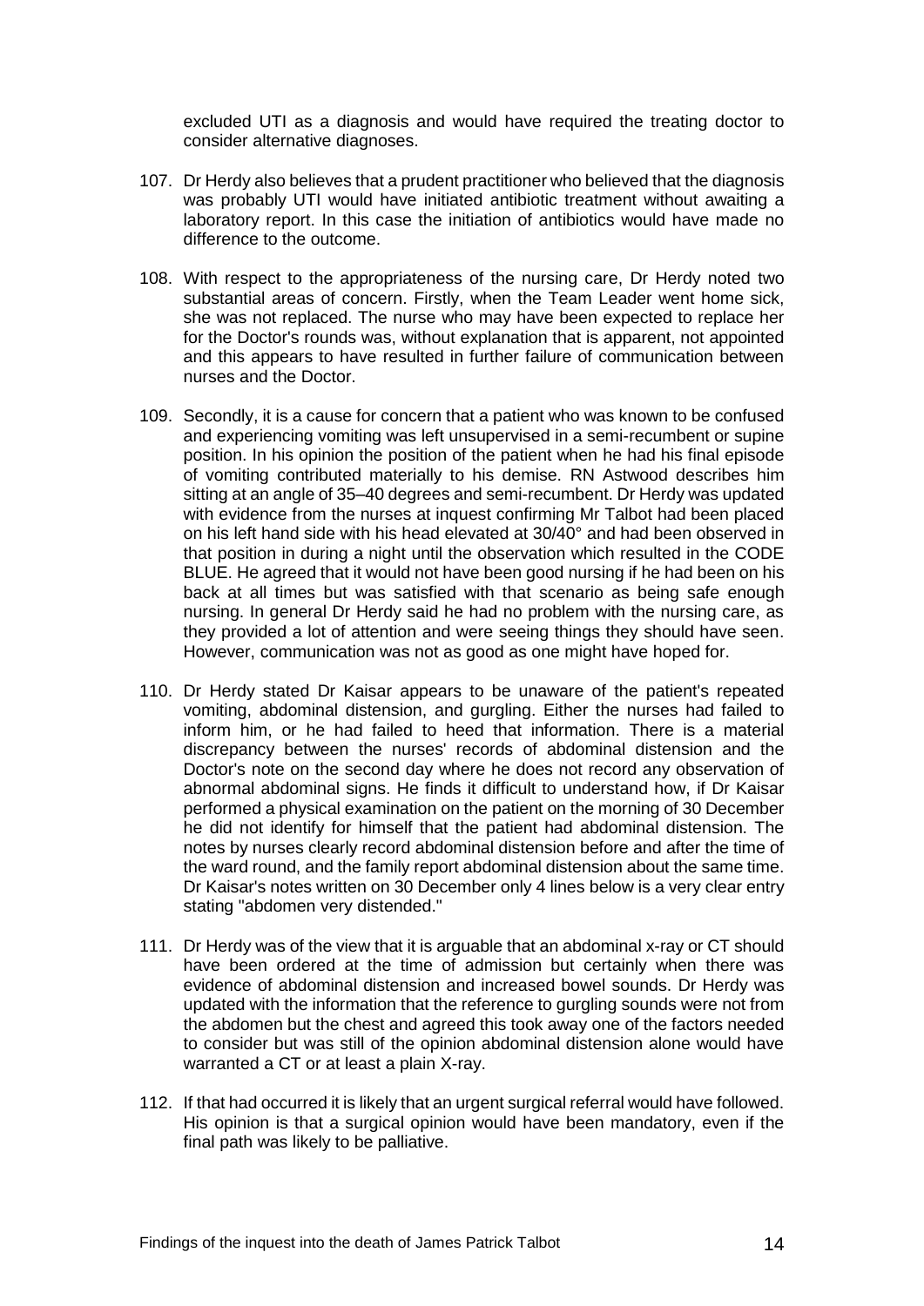excluded UTI as a diagnosis and would have required the treating doctor to consider alternative diagnoses.

107. Dr Herdy also believes that a prudent practitioner who believed that the diagnosis was probably UTI would have initiated antibiotic treatment without awaiting a laboratory report. In this case the initiation of antibiotics would have made no difference to the outcome.

108. With respect to the appropriateness of the nursing care, Dr Herdy noted two substantial areas of concern. Firstly, when the Team Leader went home sick, she was not replaced. The nurse who may have been expected to replace her for the Doctor's rounds was, without explanation that is apparent, not appointed and this appears to have resulted in further failure of communication between nurses and the Doctor.

109. Secondly, it is a cause for concern that a patient who was known to be confused and experiencing vomiting was left unsupervised in a semi-recumbent or supine position. In his opinion the position of the patient when he had his final episode of vomiting contributed materially to his demise. RN Astwood describes him sitting at an angle of 35–40 degrees and semi-recumbent. Dr Herdy was updated with evidence from the nurses at inquest confirming Mr Talbot had been placed on his left hand side with his head elevated at 30/40° and had been observed in that position in during a night until the observation which resulted in the CODE BLUE. He agreed that it would not have been good nursing if he had been on his back at all times but was satisfied with that scenario as being safe enough nursing. In general Dr Herdy said he had no problem with the nursing care, as they provided a lot of attention and were seeing things they should have seen. However, communication was not as good as one might have hoped for.

110. Dr Herdy stated Dr Kaisar appears to be unaware of the patient's repeated vomiting, abdominal distension, and gurgling. Either the nurses had failed to inform him, or he had failed to heed that information. There is a material discrepancy between the nurses' records of abdominal distension and the Doctor's note on the second day where he does not record any observation of abnormal abdominal signs. He finds it difficult to understand how, if Dr Kaisar performed a physical examination on the patient on the morning of 30 December he did not identify for himself that the patient had abdominal distension. The notes by nurses clearly record abdominal distension before and after the time of the ward round, and the family report abdominal distension about the same time. Dr Kaisar's notes written on 30 December only 4 lines below is a very clear entry stating "abdomen very distended."

111. Dr Herdy was of the view that it is arguable that an abdominal x-ray or CT should have been ordered at the time of admission but certainly when there was evidence of abdominal distension and increased bowel sounds. Dr Herdy was updated with the information that the reference to gurgling sounds were not from the abdomen but the chest and agreed this took away one of the factors needed to consider but was still of the opinion abdominal distension alone would have warranted a CT or at least a plain X-ray.

112. If that had occurred it is likely that an urgent surgical referral would have followed. His opinion is that a surgical opinion would have been mandatory, even if the final path was likely to be palliative.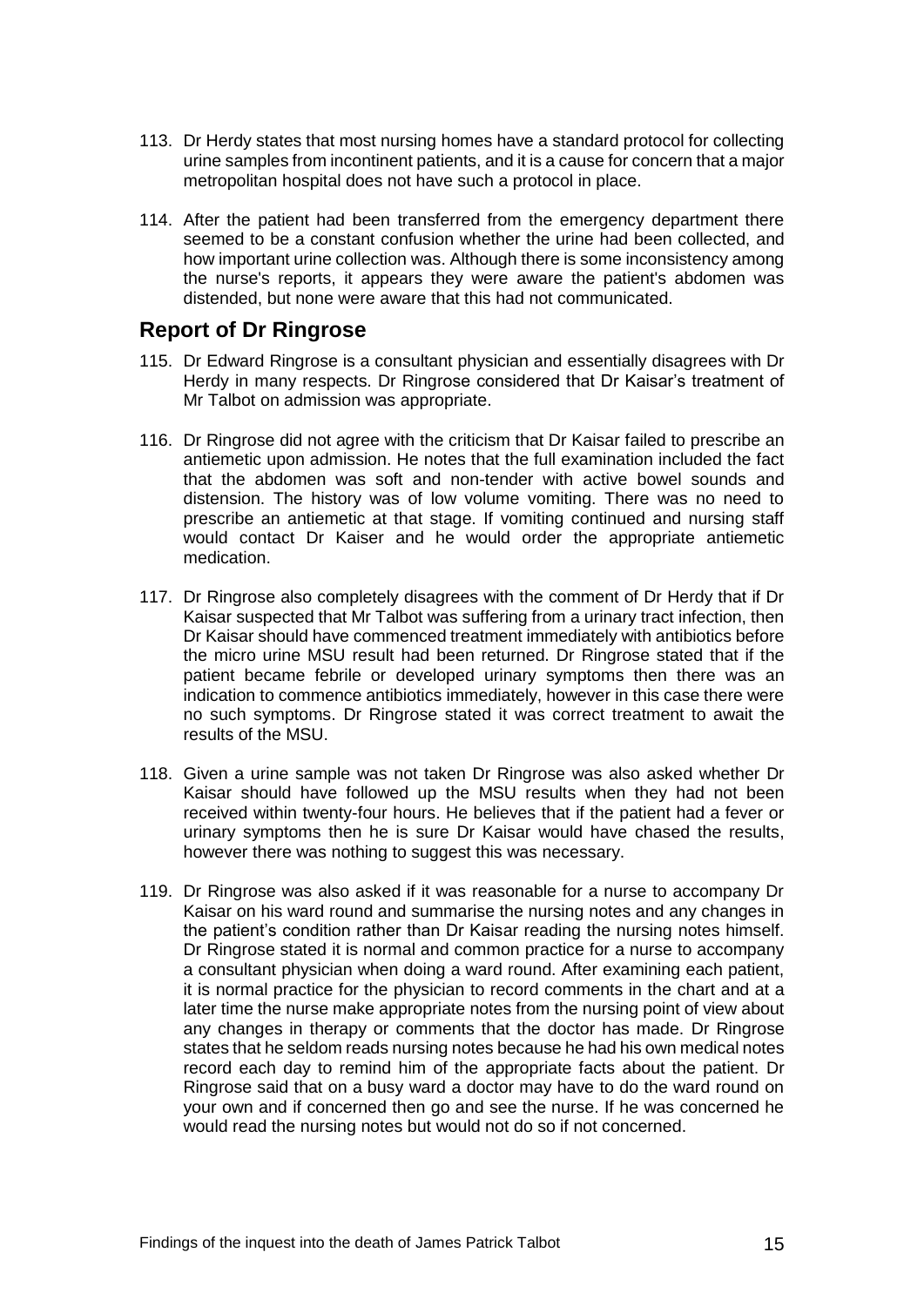113. Dr Herdy states that most nursing homes have a standard protocol for collecting urine samples from incontinent patients, and it is a cause for concern that a major metropolitan hospital does not have such a protocol in place.

114. After the patient had been transferred from the emergency department there seemed to be a constant confusion whether the urine had been collected, and how important urine collection was. Although there is some inconsistency among the nurse's reports, it appears they were aware the patient's abdomen was distended, but none were aware that this had not communicated.

## Report of Dr Ringrose

115. Dr Edward Ringrose is a consultant physician and essentially disagrees with Dr Herdy in many respects. Dr Ringrose considered that Dr Kaisar's treatment of Mr Talbot on admission was appropriate.

116. Dr Ringrose did not agree with the criticism that Dr Kaisar failed to prescribe an antiemetic upon admission. He notes that the full examination included the fact that the abdomen was soft and non-tender with active bowel sounds and distension. The history was of low volume vomiting. There was no need to prescribe an antiemetic at that stage. If vomiting continued and nursing staff would contact Dr Kaiser and he would order the appropriate antiemetic medication.

117. Dr Ringrose also completely disagrees with the comment of Dr Herdy that if Dr Kaisar suspected that Mr Talbot was suffering from a urinary tract infection, then Dr Kaisar should have commenced treatment immediately with antibiotics before the micro urine MSU result had been returned. Dr Ringrose stated that if the patient became febrile or developed urinary symptoms then there was an indication to commence antibiotics immediately, however in this case there were no such symptoms. Dr Ringrose stated it was correct treatment to await the results of the MSU.

118. Given a urine sample was not taken Dr Ringrose was also asked whether Dr Kaisar should have followed up the MSU results when they had not been received within twenty-four hours. He believes that if the patient had a fever or urinary symptoms then he is sure Dr Kaisar would have chased the results, however there was nothing to suggest this was necessary.

119. Dr Ringrose was also asked if it was reasonable for a nurse to accompany Dr Kaisar on his ward round and summarise the nursing notes and any changes in the patient's condition rather than Dr Kaisar reading the nursing notes himself. Dr Ringrose stated it is normal and common practice for a nurse to accompany a consultant physician when doing a ward round. After examining each patient, it is normal practice for the physician to record comments in the chart and at a later time the nurse make appropriate notes from the nursing point of view about any changes in therapy or comments that the doctor has made. Dr Ringrose states that he seldom reads nursing notes because he had his own medical notes record each day to remind him of the appropriate facts about the patient. Dr Ringrose said that on a busy ward a doctor may have to do the ward round on your own and if concerned then go and see the nurse. If he was concerned he would read the nursing notes but would not do so if not concerned.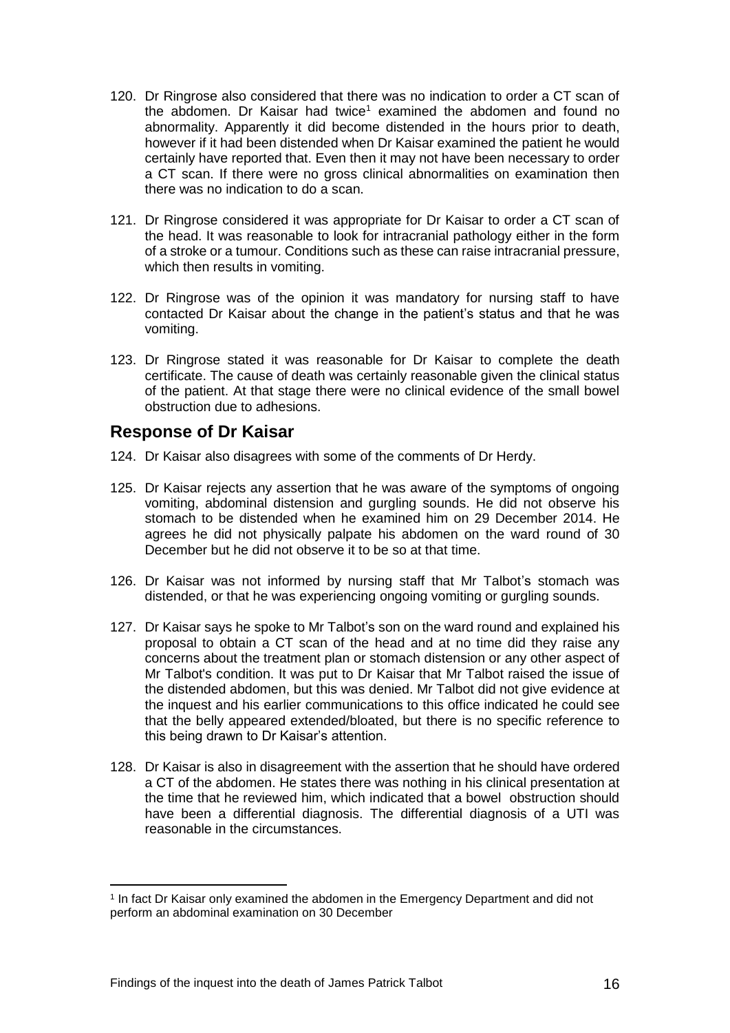120. Dr Ringrose also considered that there was no indication to order a CT scan of the abdomen. Dr Kaisar had twice[1] examined the abdomen and found no abnormality. Apparently it did become distended in the hours prior to death, however if it had been distended when Dr Kaisar examined the patient he would certainly have reported that. Even then it may not have been necessary to order a CT scan. If there were no gross clinical abnormalities on examination then there was no indication to do a scan.

121. Dr Ringrose considered it was appropriate for Dr Kaisar to order a CT scan of the head. It was reasonable to look for intracranial pathology either in the form of a stroke or a tumour. Conditions such as these can raise intracranial pressure, which then results in vomiting.

122. Dr Ringrose was of the opinion it was mandatory for nursing staff to have contacted Dr Kaisar about the change in the patient's status and that he was vomiting.

123. Dr Ringrose stated it was reasonable for Dr Kaisar to complete the death certificate. The cause of death was certainly reasonable given the clinical status of the patient. At that stage there were no clinical evidence of the small bowel obstruction due to adhesions.

## Response of Dr Kaisar

124. Dr Kaisar also disagrees with some of the comments of Dr Herdy.

125. Dr Kaisar rejects any assertion that he was aware of the symptoms of ongoing vomiting, abdominal distension and gurgling sounds. He did not observe his stomach to be distended when he examined him on 29 December 2014. He agrees he did not physically palpate his abdomen on the ward round of 30 December but he did not observe it to be so at that time.

126. Dr Kaisar was not informed by nursing staff that Mr Talbot's stomach was distended, or that he was experiencing ongoing vomiting or gurgling sounds.

127. Dr Kaisar says he spoke to Mr Talbot's son on the ward round and explained his proposal to obtain a CT scan of the head and at no time did they raise any concerns about the treatment plan or stomach distension or any other aspect of Mr Talbot's condition. It was put to Dr Kaisar that Mr Talbot raised the issue of the distended abdomen, but this was denied. Mr Talbot did not give evidence at the inquest and his earlier communications to this office indicated he could see that the belly appeared extended/bloated, but there is no specific reference to this being drawn to Dr Kaisar's attention.

128. Dr Kaisar is also in disagreement with the assertion that he should have ordered a CT of the abdomen. He states there was nothing in his clinical presentation at the time that he reviewed him, which indicated that a bowel obstruction should have been a differential diagnosis. The differential diagnosis of a UTI was reasonable in the circumstances.

---

[1] In fact Dr Kaisar only examined the abdomen in the Emergency Department and did not perform an abdominal examination on 30 December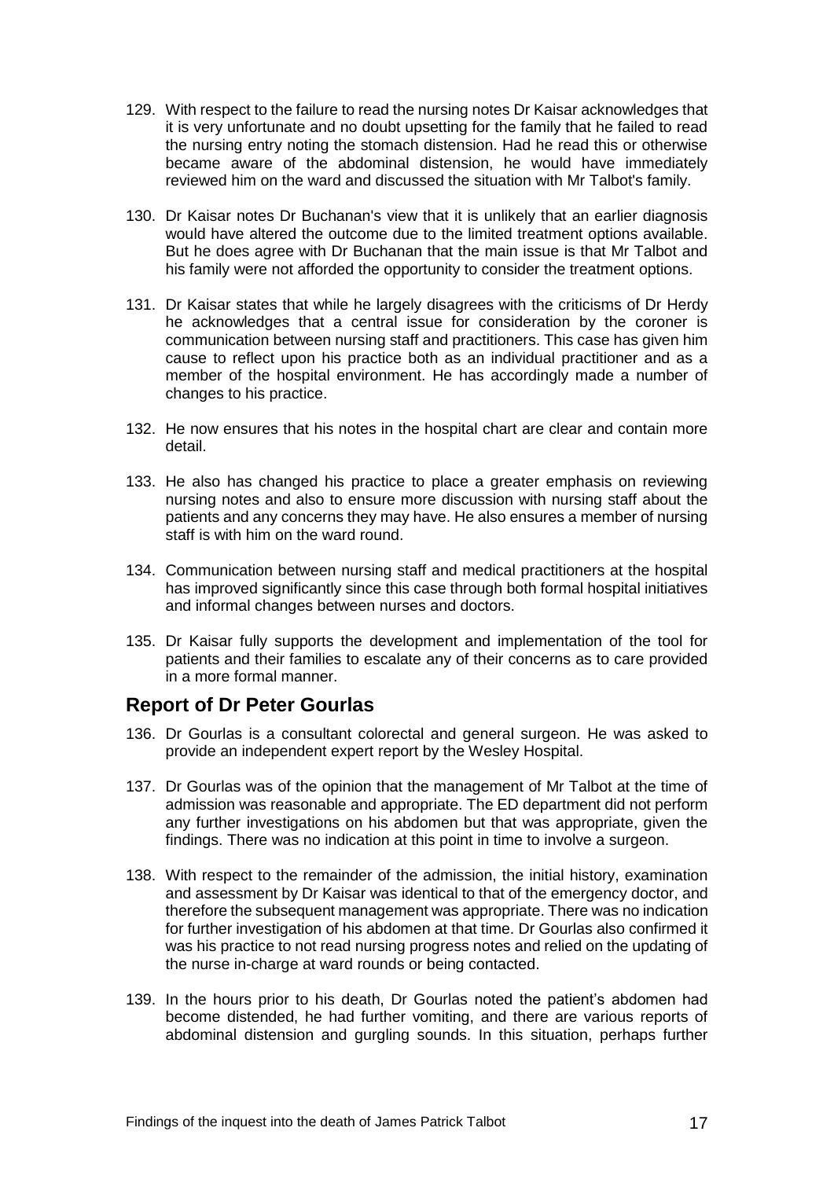129. With respect to the failure to read the nursing notes Dr Kaisar acknowledges that it is very unfortunate and no doubt upsetting for the family that he failed to read the nursing entry noting the stomach distension. Had he read this or otherwise became aware of the abdominal distension, he would have immediately reviewed him on the ward and discussed the situation with Mr Talbot's family.

130. Dr Kaisar notes Dr Buchanan's view that it is unlikely that an earlier diagnosis would have altered the outcome due to the limited treatment options available. But he does agree with Dr Buchanan that the main issue is that Mr Talbot and his family were not afforded the opportunity to consider the treatment options.

131. Dr Kaisar states that while he largely disagrees with the criticisms of Dr Herdy he acknowledges that a central issue for consideration by the coroner is communication between nursing staff and practitioners. This case has given him cause to reflect upon his practice both as an individual practitioner and as a member of the hospital environment. He has accordingly made a number of changes to his practice.

132. He now ensures that his notes in the hospital chart are clear and contain more detail.

133. He also has changed his practice to place a greater emphasis on reviewing nursing notes and also to ensure more discussion with nursing staff about the patients and any concerns they may have. He also ensures a member of nursing staff is with him on the ward round.

134. Communication between nursing staff and medical practitioners at the hospital has improved significantly since this case through both formal hospital initiatives and informal changes between nurses and doctors.

135. Dr Kaisar fully supports the development and implementation of the tool for patients and their families to escalate any of their concerns as to care provided in a more formal manner.

## Report of Dr Peter Gourlas

136. Dr Gourlas is a consultant colorectal and general surgeon. He was asked to provide an independent expert report by the Wesley Hospital.

137. Dr Gourlas was of the opinion that the management of Mr Talbot at the time of admission was reasonable and appropriate. The ED department did not perform any further investigations on his abdomen but that was appropriate, given the findings. There was no indication at this point in time to involve a surgeon.

138. With respect to the remainder of the admission, the initial history, examination and assessment by Dr Kaisar was identical to that of the emergency doctor, and therefore the subsequent management was appropriate. There was no indication for further investigation of his abdomen at that time. Dr Gourlas also confirmed it was his practice to not read nursing progress notes and relied on the updating of the nurse in-charge at ward rounds or being contacted.

139. In the hours prior to his death, Dr Gourlas noted the patient's abdomen had become distended, he had further vomiting, and there are various reports of abdominal distension and gurgling sounds. In this situation, perhaps further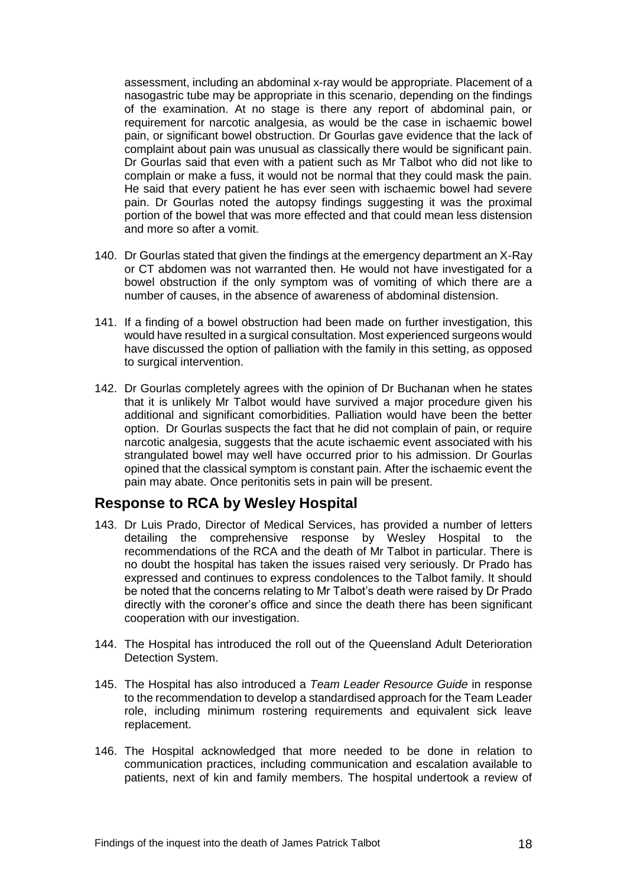assessment, including an abdominal x-ray would be appropriate. Placement of a nasogastric tube may be appropriate in this scenario, depending on the findings of the examination. At no stage is there any report of abdominal pain, or requirement for narcotic analgesia, as would be the case in ischaemic bowel pain, or significant bowel obstruction. Dr Gourlas gave evidence that the lack of complaint about pain was unusual as classically there would be significant pain. Dr Gourlas said that even with a patient such as Mr Talbot who did not like to complain or make a fuss, it would not be normal that they could mask the pain. He said that every patient he has ever seen with ischaemic bowel had severe pain. Dr Gourlas noted the autopsy findings suggesting it was the proximal portion of the bowel that was more effected and that could mean less distension and more so after a vomit.

140. Dr Gourlas stated that given the findings at the emergency department an X-Ray or CT abdomen was not warranted then. He would not have investigated for a bowel obstruction if the only symptom was of vomiting of which there are a number of causes, in the absence of awareness of abdominal distension.

141. If a finding of a bowel obstruction had been made on further investigation, this would have resulted in a surgical consultation. Most experienced surgeons would have discussed the option of palliation with the family in this setting, as opposed to surgical intervention.

142. Dr Gourlas completely agrees with the opinion of Dr Buchanan when he states that it is unlikely Mr Talbot would have survived a major procedure given his additional and significant comorbidities. Palliation would have been the better option. Dr Gourlas suspects the fact that he did not complain of pain, or require narcotic analgesia, suggests that the acute ischaemic event associated with his strangulated bowel may well have occurred prior to his admission. Dr Gourlas opined that the classical symptom is constant pain. After the ischaemic event the pain may abate. Once peritonitis sets in pain will be present.

## Response to RCA by Wesley Hospital

143. Dr Luis Prado, Director of Medical Services, has provided a number of letters detailing the comprehensive response by Wesley Hospital to the recommendations of the RCA and the death of Mr Talbot in particular. There is no doubt the hospital has taken the issues raised very seriously. Dr Prado has expressed and continues to express condolences to the Talbot family. It should be noted that the concerns relating to Mr Talbot's death were raised by Dr Prado directly with the coroner's office and since the death there has been significant cooperation with our investigation.

144. The Hospital has introduced the roll out of the Queensland Adult Deterioration Detection System.

145. The Hospital has also introduced a *Team Leader Resource Guide* in response to the recommendation to develop a standardised approach for the Team Leader role, including minimum rostering requirements and equivalent sick leave replacement.

146. The Hospital acknowledged that more needed to be done in relation to communication practices, including communication and escalation available to patients, next of kin and family members. The hospital undertook a review of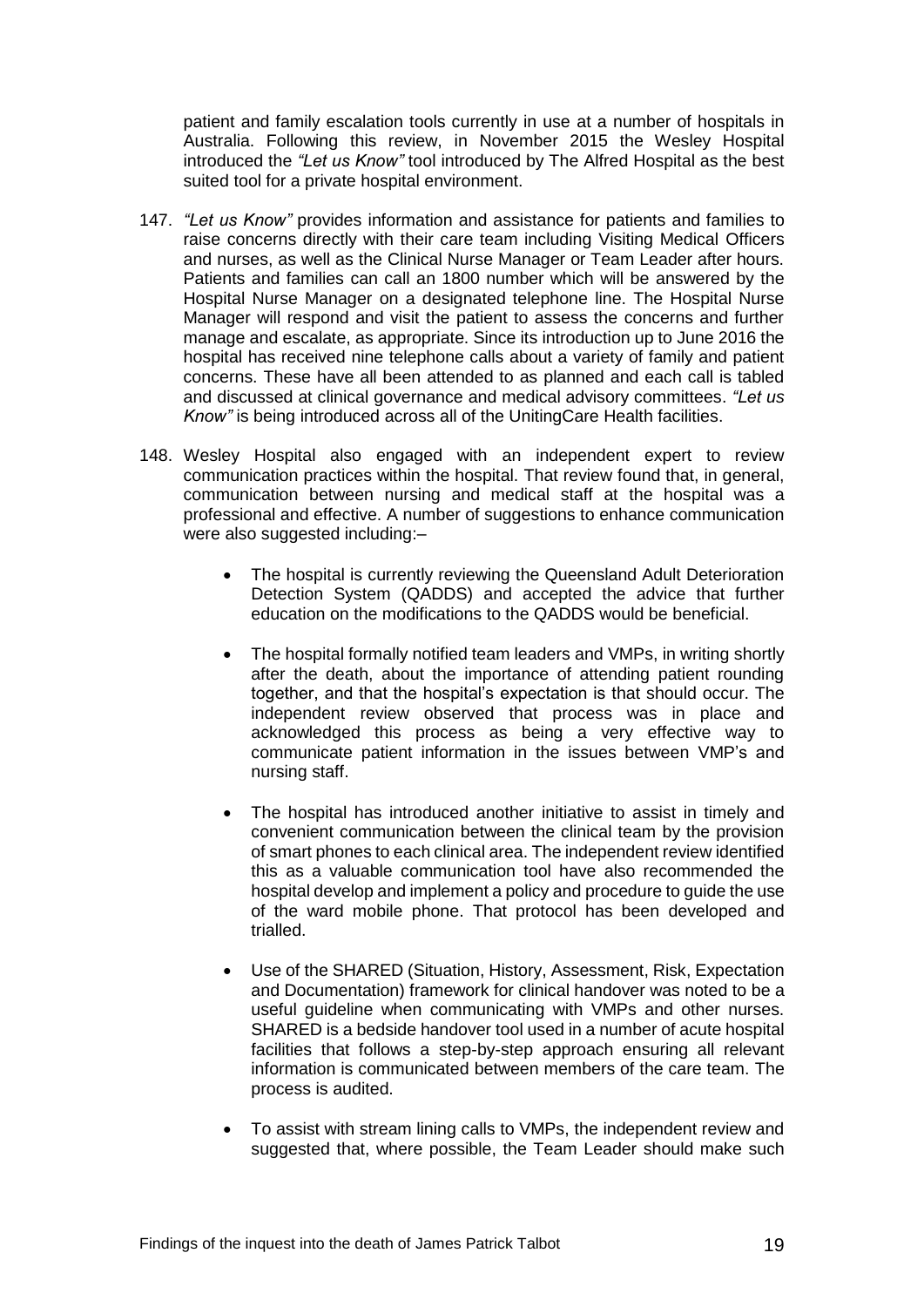patient and family escalation tools currently in use at a number of hospitals in Australia. Following this review, in November 2015 the Wesley Hospital introduced the *"Let us Know"* tool introduced by The Alfred Hospital as the best suited tool for a private hospital environment.

147. *"Let us Know"* provides information and assistance for patients and families to raise concerns directly with their care team including Visiting Medical Officers and nurses, as well as the Clinical Nurse Manager or Team Leader after hours. Patients and families can call an 1800 number which will be answered by the Hospital Nurse Manager on a designated telephone line. The Hospital Nurse Manager will respond and visit the patient to assess the concerns and further manage and escalate, as appropriate. Since its introduction up to June 2016 the hospital has received nine telephone calls about a variety of family and patient concerns. These have all been attended to as planned and each call is tabled and discussed at clinical governance and medical advisory committees. *"Let us Know"* is being introduced across all of the UnitingCare Health facilities.

148. Wesley Hospital also engaged with an independent expert to review communication practices within the hospital. That review found that, in general, communication between nursing and medical staff at the hospital was a professional and effective. A number of suggestions to enhance communication were also suggested including:–

    - The hospital is currently reviewing the Queensland Adult Deterioration Detection System (QADDS) and accepted the advice that further education on the modifications to the QADDS would be beneficial.

    - The hospital formally notified team leaders and VMPs, in writing shortly after the death, about the importance of attending patient rounding together, and that the hospital's expectation is that should occur. The independent review observed that process was in place and acknowledged this process as being a very effective way to communicate patient information in the issues between VMP's and nursing staff.

    - The hospital has introduced another initiative to assist in timely and convenient communication between the clinical team by the provision of smart phones to each clinical area. The independent review identified this as a valuable communication tool have also recommended the hospital develop and implement a policy and procedure to guide the use of the ward mobile phone. That protocol has been developed and trialled.

    - Use of the SHARED (Situation, History, Assessment, Risk, Expectation and Documentation) framework for clinical handover was noted to be a useful guideline when communicating with VMPs and other nurses. SHARED is a bedside handover tool used in a number of acute hospital facilities that follows a step-by-step approach ensuring all relevant information is communicated between members of the care team. The process is audited.

    - To assist with stream lining calls to VMPs, the independent review and suggested that, where possible, the Team Leader should make such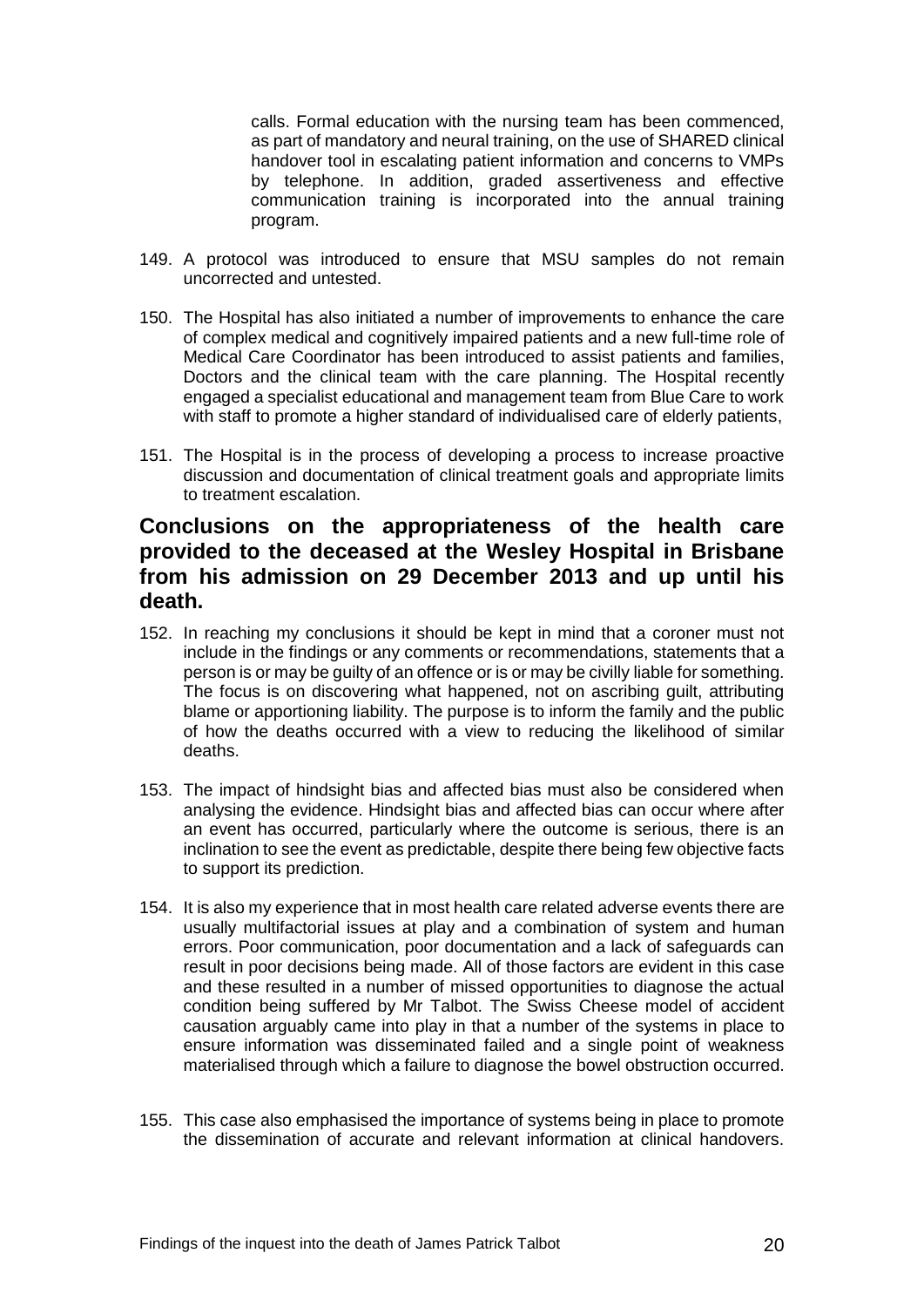calls. Formal education with the nursing team has been commenced, as part of mandatory and neural training, on the use of SHARED clinical handover tool in escalating patient information and concerns to VMPs by telephone. In addition, graded assertiveness and effective communication training is incorporated into the annual training program.

149. A protocol was introduced to ensure that MSU samples do not remain uncorrected and untested.

150. The Hospital has also initiated a number of improvements to enhance the care of complex medical and cognitively impaired patients and a new full-time role of Medical Care Coordinator has been introduced to assist patients and families, Doctors and the clinical team with the care planning. The Hospital recently engaged a specialist educational and management team from Blue Care to work with staff to promote a higher standard of individualised care of elderly patients,

151. The Hospital is in the process of developing a process to increase proactive discussion and documentation of clinical treatment goals and appropriate limits to treatment escalation.

## Conclusions on the appropriateness of the health care provided to the deceased at the Wesley Hospital in Brisbane from his admission on 29 December 2013 and up until his death.

152. In reaching my conclusions it should be kept in mind that a coroner must not include in the findings or any comments or recommendations, statements that a person is or may be guilty of an offence or is or may be civilly liable for something. The focus is on discovering what happened, not on ascribing guilt, attributing blame or apportioning liability. The purpose is to inform the family and the public of how the deaths occurred with a view to reducing the likelihood of similar deaths.

153. The impact of hindsight bias and affected bias must also be considered when analysing the evidence. Hindsight bias and affected bias can occur where after an event has occurred, particularly where the outcome is serious, there is an inclination to see the event as predictable, despite there being few objective facts to support its prediction.

154. It is also my experience that in most health care related adverse events there are usually multifactorial issues at play and a combination of system and human errors. Poor communication, poor documentation and a lack of safeguards can result in poor decisions being made. All of those factors are evident in this case and these resulted in a number of missed opportunities to diagnose the actual condition being suffered by Mr Talbot. The Swiss Cheese model of accident causation arguably came into play in that a number of the systems in place to ensure information was disseminated failed and a single point of weakness materialised through which a failure to diagnose the bowel obstruction occurred.

155. This case also emphasised the importance of systems being in place to promote the dissemination of accurate and relevant information at clinical handovers.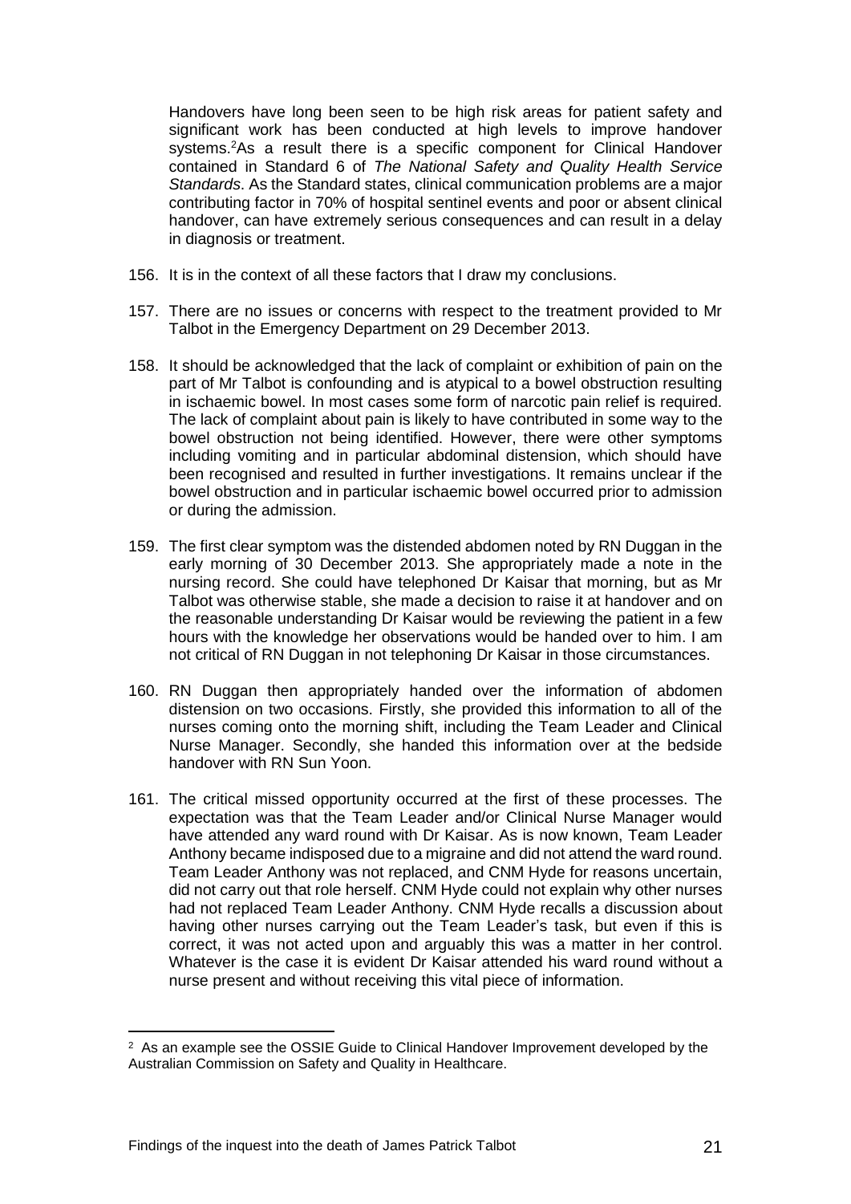Handovers have long been seen to be high risk areas for patient safety and significant work has been conducted at high levels to improve handover systems.[2] As a result there is a specific component for Clinical Handover contained in Standard 6 of *The National Safety and Quality Health Service Standards*. As the Standard states, clinical communication problems are a major contributing factor in 70% of hospital sentinel events and poor or absent clinical handover, can have extremely serious consequences and can result in a delay in diagnosis or treatment.

156. It is in the context of all these factors that I draw my conclusions.

157. There are no issues or concerns with respect to the treatment provided to Mr Talbot in the Emergency Department on 29 December 2013.

158. It should be acknowledged that the lack of complaint or exhibition of pain on the part of Mr Talbot is confounding and is atypical to a bowel obstruction resulting in ischaemic bowel. In most cases some form of narcotic pain relief is required. The lack of complaint about pain is likely to have contributed in some way to the bowel obstruction not being identified. However, there were other symptoms including vomiting and in particular abdominal distension, which should have been recognised and resulted in further investigations. It remains unclear if the bowel obstruction and in particular ischaemic bowel occurred prior to admission or during the admission.

159. The first clear symptom was the distended abdomen noted by RN Duggan in the early morning of 30 December 2013. She appropriately made a note in the nursing record. She could have telephoned Dr Kaisar that morning, but as Mr Talbot was otherwise stable, she made a decision to raise it at handover and on the reasonable understanding Dr Kaisar would be reviewing the patient in a few hours with the knowledge her observations would be handed over to him. I am not critical of RN Duggan in not telephoning Dr Kaisar in those circumstances.

160. RN Duggan then appropriately handed over the information of abdomen distension on two occasions. Firstly, she provided this information to all of the nurses coming onto the morning shift, including the Team Leader and Clinical Nurse Manager. Secondly, she handed this information over at the bedside handover with RN Sun Yoon.

161. The critical missed opportunity occurred at the first of these processes. The expectation was that the Team Leader and/or Clinical Nurse Manager would have attended any ward round with Dr Kaisar. As is now known, Team Leader Anthony became indisposed due to a migraine and did not attend the ward round. Team Leader Anthony was not replaced, and CNM Hyde for reasons uncertain, did not carry out that role herself. CNM Hyde could not explain why other nurses had not replaced Team Leader Anthony. CNM Hyde recalls a discussion about having other nurses carrying out the Team Leader's task, but even if this is correct, it was not acted upon and arguably this was a matter in her control. Whatever is the case it is evident Dr Kaisar attended his ward round without a nurse present and without receiving this vital piece of information.

---

[2] As an example see the OSSIE Guide to Clinical Handover Improvement developed by the Australian Commission on Safety and Quality in Healthcare.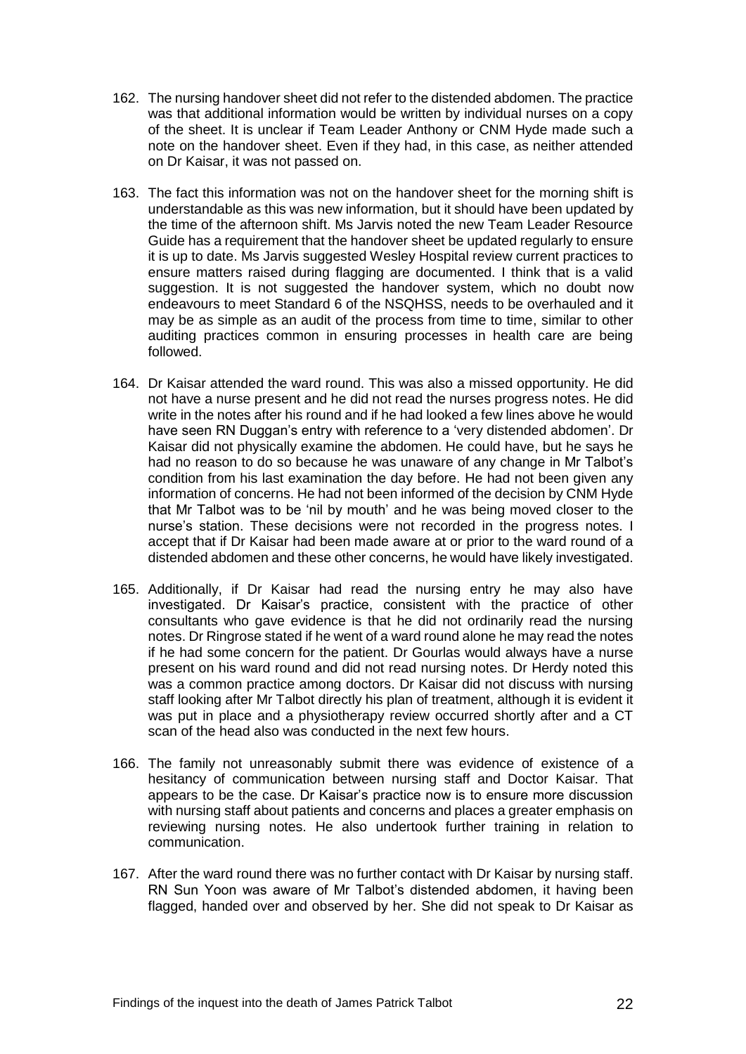162. The nursing handover sheet did not refer to the distended abdomen. The practice was that additional information would be written by individual nurses on a copy of the sheet. It is unclear if Team Leader Anthony or CNM Hyde made such a note on the handover sheet. Even if they had, in this case, as neither attended on Dr Kaisar, it was not passed on.

163. The fact this information was not on the handover sheet for the morning shift is understandable as this was new information, but it should have been updated by the time of the afternoon shift. Ms Jarvis noted the new Team Leader Resource Guide has a requirement that the handover sheet be updated regularly to ensure it is up to date. Ms Jarvis suggested Wesley Hospital review current practices to ensure matters raised during flagging are documented. I think that is a valid suggestion. It is not suggested the handover system, which no doubt now endeavours to meet Standard 6 of the NSQHSS, needs to be overhauled and it may be as simple as an audit of the process from time to time, similar to other auditing practices common in ensuring processes in health care are being followed.

164. Dr Kaisar attended the ward round. This was also a missed opportunity. He did not have a nurse present and he did not read the nurses progress notes. He did write in the notes after his round and if he had looked a few lines above he would have seen RN Duggan's entry with reference to a 'very distended abdomen'. Dr Kaisar did not physically examine the abdomen. He could have, but he says he had no reason to do so because he was unaware of any change in Mr Talbot's condition from his last examination the day before. He had not been given any information of concerns. He had not been informed of the decision by CNM Hyde that Mr Talbot was to be 'nil by mouth' and he was being moved closer to the nurse's station. These decisions were not recorded in the progress notes. I accept that if Dr Kaisar had been made aware at or prior to the ward round of a distended abdomen and these other concerns, he would have likely investigated.

165. Additionally, if Dr Kaisar had read the nursing entry he may also have investigated. Dr Kaisar's practice, consistent with the practice of other consultants who gave evidence is that he did not ordinarily read the nursing notes. Dr Ringrose stated if he went of a ward round alone he may read the notes if he had some concern for the patient. Dr Gourlas would always have a nurse present on his ward round and did not read nursing notes. Dr Herdy noted this was a common practice among doctors. Dr Kaisar did not discuss with nursing staff looking after Mr Talbot directly his plan of treatment, although it is evident it was put in place and a physiotherapy review occurred shortly after and a CT scan of the head also was conducted in the next few hours.

166. The family not unreasonably submit there was evidence of existence of a hesitancy of communication between nursing staff and Doctor Kaisar. That appears to be the case. Dr Kaisar's practice now is to ensure more discussion with nursing staff about patients and concerns and places a greater emphasis on reviewing nursing notes. He also undertook further training in relation to communication.

167. After the ward round there was no further contact with Dr Kaisar by nursing staff. RN Sun Yoon was aware of Mr Talbot's distended abdomen, it having been flagged, handed over and observed by her. She did not speak to Dr Kaisar as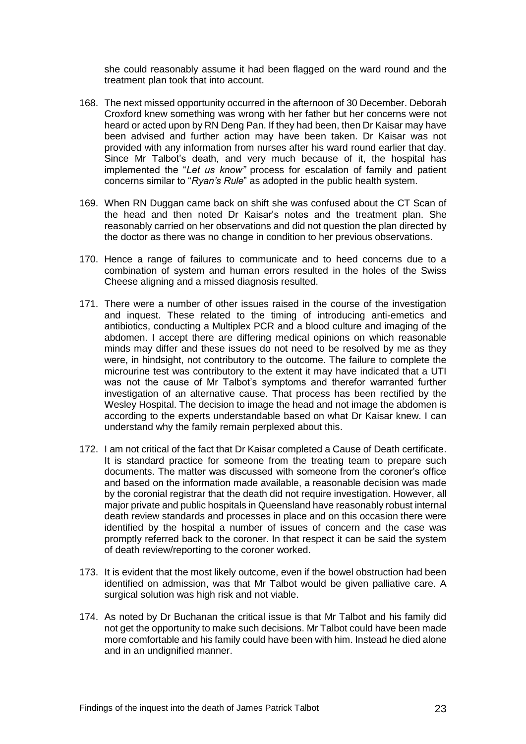she could reasonably assume it had been flagged on the ward round and the treatment plan took that into account.

168. The next missed opportunity occurred in the afternoon of 30 December. Deborah Croxford knew something was wrong with her father but her concerns were not heard or acted upon by RN Deng Pan. If they had been, then Dr Kaisar may have been advised and further action may have been taken. Dr Kaisar was not provided with any information from nurses after his ward round earlier that day. Since Mr Talbot's death, and very much because of it, the hospital has implemented the "*Let us know"* process for escalation of family and patient concerns similar to "*Ryan's Rule*" as adopted in the public health system.

169. When RN Duggan came back on shift she was confused about the CT Scan of the head and then noted Dr Kaisar's notes and the treatment plan. She reasonably carried on her observations and did not question the plan directed by the doctor as there was no change in condition to her previous observations.

170. Hence a range of failures to communicate and to heed concerns due to a combination of system and human errors resulted in the holes of the Swiss Cheese aligning and a missed diagnosis resulted.

171. There were a number of other issues raised in the course of the investigation and inquest. These related to the timing of introducing anti-emetics and antibiotics, conducting a Multiplex PCR and a blood culture and imaging of the abdomen. I accept there are differing medical opinions on which reasonable minds may differ and these issues do not need to be resolved by me as they were, in hindsight, not contributory to the outcome. The failure to complete the microurine test was contributory to the extent it may have indicated that a UTI was not the cause of Mr Talbot's symptoms and therefor warranted further investigation of an alternative cause. That process has been rectified by the Wesley Hospital. The decision to image the head and not image the abdomen is according to the experts understandable based on what Dr Kaisar knew. I can understand why the family remain perplexed about this.

172. I am not critical of the fact that Dr Kaisar completed a Cause of Death certificate. It is standard practice for someone from the treating team to prepare such documents. The matter was discussed with someone from the coroner's office and based on the information made available, a reasonable decision was made by the coronial registrar that the death did not require investigation. However, all major private and public hospitals in Queensland have reasonably robust internal death review standards and processes in place and on this occasion there were identified by the hospital a number of issues of concern and the case was promptly referred back to the coroner. In that respect it can be said the system of death review/reporting to the coroner worked.

173. It is evident that the most likely outcome, even if the bowel obstruction had been identified on admission, was that Mr Talbot would be given palliative care. A surgical solution was high risk and not viable.

174. As noted by Dr Buchanan the critical issue is that Mr Talbot and his family did not get the opportunity to make such decisions. Mr Talbot could have been made more comfortable and his family could have been with him. Instead he died alone and in an undignified manner.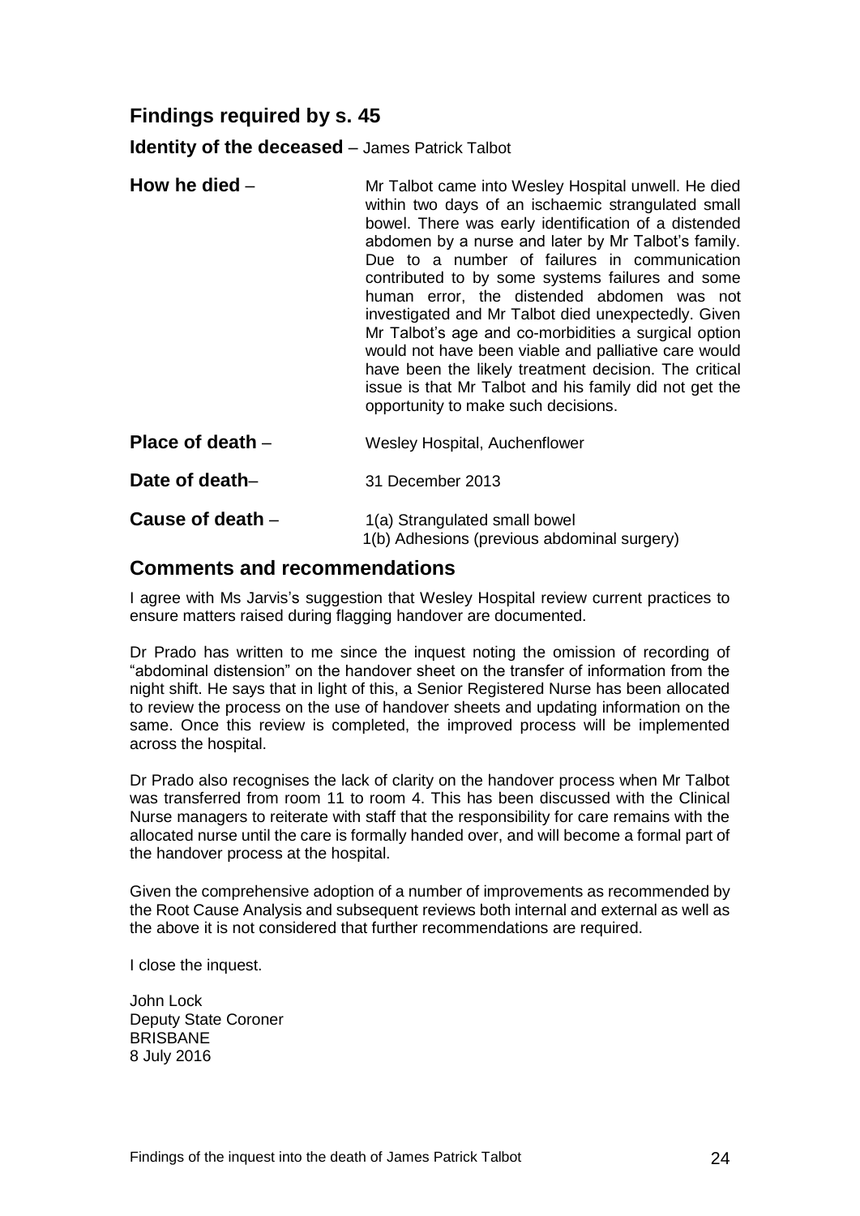## Findings required by s. 45

**Identity of the deceased** – James Patrick Talbot

**How he died** – Mr Talbot came into Wesley Hospital unwell. He died within two days of an ischaemic strangulated small bowel. There was early identification of a distended abdomen by a nurse and later by Mr Talbot's family. Due to a number of failures in communication contributed to by some systems failures and some human error, the distended abdomen was not investigated and Mr Talbot died unexpectedly. Given Mr Talbot's age and co-morbidities a surgical option would not have been viable and palliative care would have been the likely treatment decision. The critical issue is that Mr Talbot and his family did not get the opportunity to make such decisions.

**Place of death** – Wesley Hospital, Auchenflower

**Date of death**– 31 December 2013

**Cause of death** – 1(a) Strangulated small bowel
1(b) Adhesions (previous abdominal surgery)

## Comments and recommendations

I agree with Ms Jarvis's suggestion that Wesley Hospital review current practices to ensure matters raised during flagging handover are documented.

Dr Prado has written to me since the inquest noting the omission of recording of "abdominal distension" on the handover sheet on the transfer of information from the night shift. He says that in light of this, a Senior Registered Nurse has been allocated to review the process on the use of handover sheets and updating information on the same. Once this review is completed, the improved process will be implemented across the hospital.

Dr Prado also recognises the lack of clarity on the handover process when Mr Talbot was transferred from room 11 to room 4. This has been discussed with the Clinical Nurse managers to reiterate with staff that the responsibility for care remains with the allocated nurse until the care is formally handed over, and will become a formal part of the handover process at the hospital.

Given the comprehensive adoption of a number of improvements as recommended by the Root Cause Analysis and subsequent reviews both internal and external as well as the above it is not considered that further recommendations are required.

I close the inquest.

John Lock
Deputy State Coroner
BRISBANE
8 July 2016